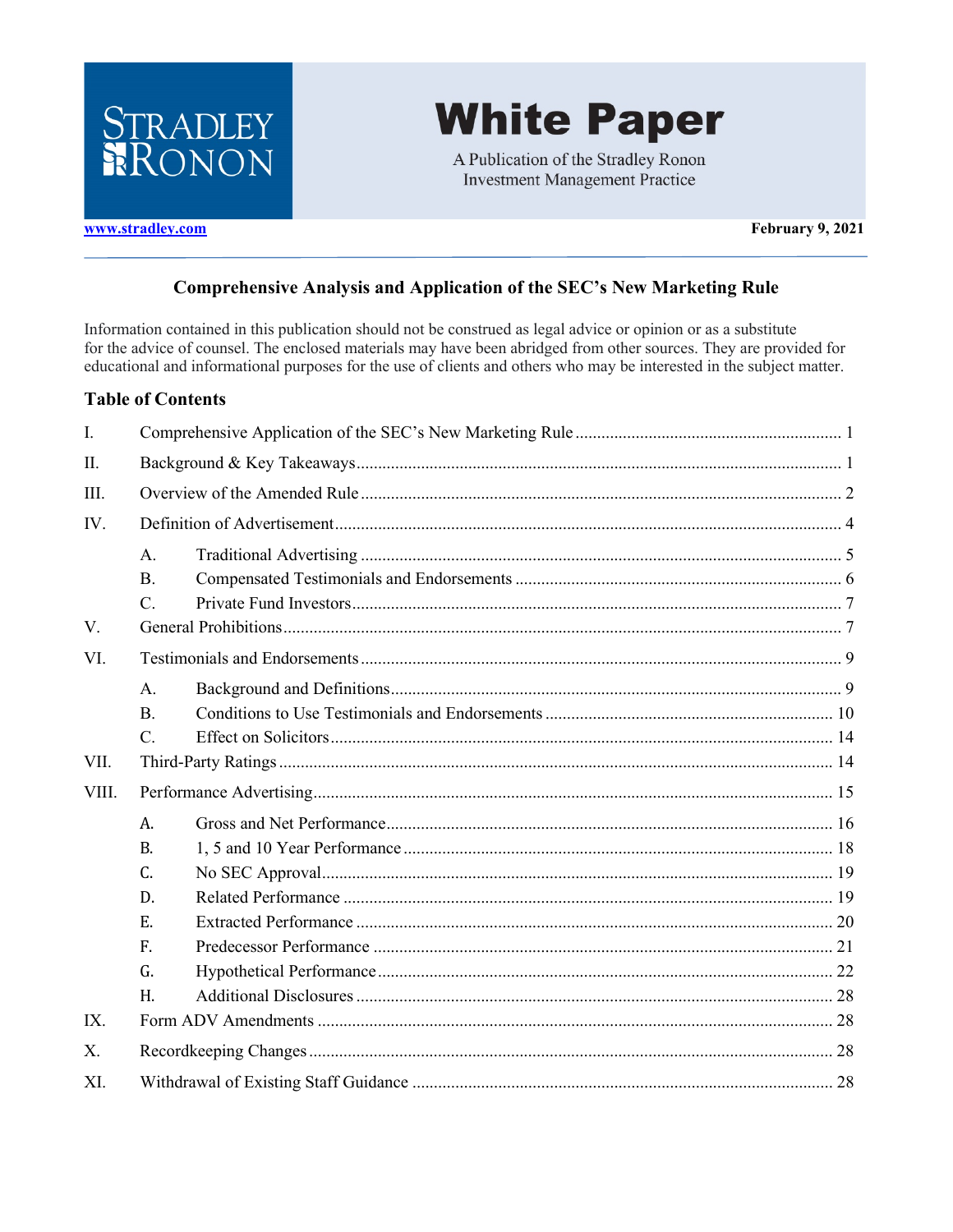**STRADLEY RONON**

# White Paper

A Publication of the Stradley Ronon Investment Management Practice

www.stradley.com

**February 9, 2021**

## Comprehensive Analysis and Application of the SEC's New Marketing Rule

Information contained in this publication should not be construed as legal advice or opinion or as a substitute for the advice of counsel. The enclosed materials may have been abridged from other sources. They are provided for educational and informational purposes for the use of clients and others who may be interested in the subject matter.

### Table of Contents

I. Comprehensive Application of the SEC's New Marketing Rule ..... 1

II. Background & Key Takeaways ..... 1

III. Overview of the Amended Rule ..... 2

IV. Definition of Advertisement ..... 4

- A. Traditional Advertising ..... 5
- B. Compensated Testimonials and Endorsements ..... 6
- C. Private Fund Investors ..... 7

V. General Prohibitions ..... 7

VI. Testimonials and Endorsements ..... 9

- A. Background and Definitions ..... 9
- B. Conditions to Use Testimonials and Endorsements ..... 10
- C. Effect on Solicitors ..... 14

VII. Third-Party Ratings ..... 14

VIII. Performance Advertising ..... 15

- A. Gross and Net Performance ..... 16
- B. 1, 5 and 10 Year Performance ..... 18
- C. No SEC Approval ..... 19
- D. Related Performance ..... 19
- E. Extracted Performance ..... 20
- F. Predecessor Performance ..... 21
- G. Hypothetical Performance ..... 22
- H. Additional Disclosures ..... 28

IX. Form ADV Amendments ..... 28

X. Recordkeeping Changes ..... 28

XI. Withdrawal of Existing Staff Guidance ..... 28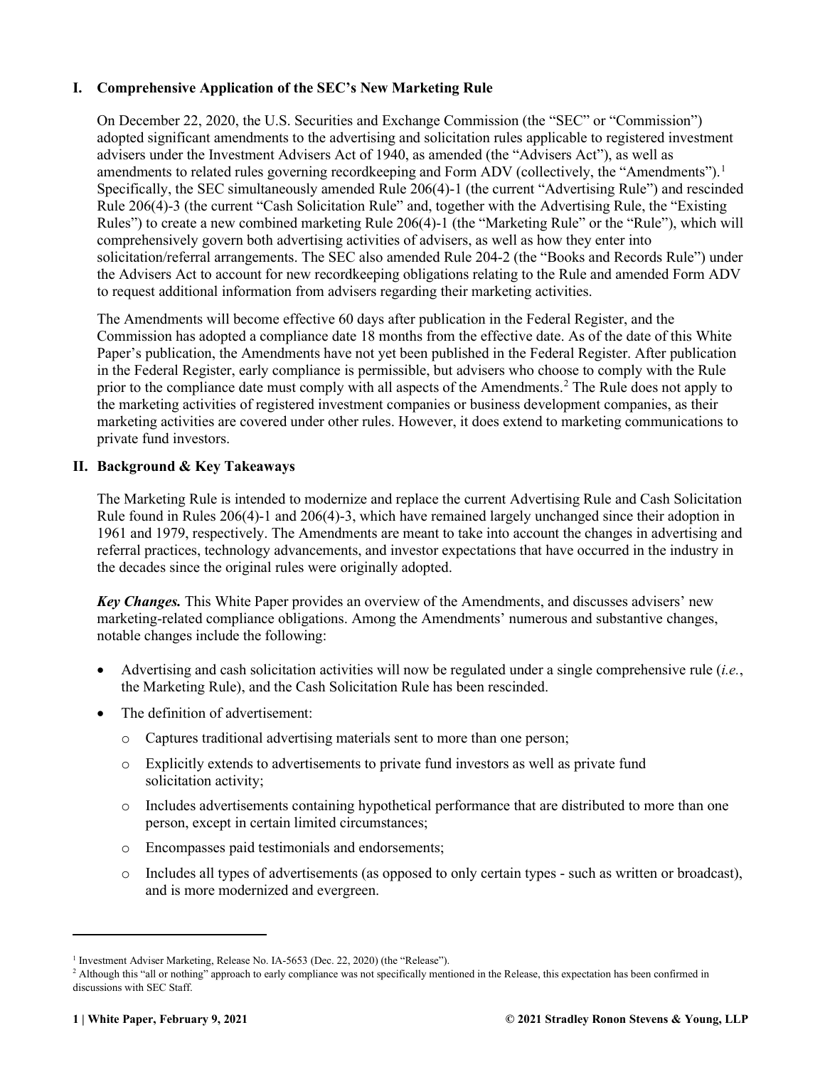## I. Comprehensive Application of the SEC's New Marketing Rule

On December 22, 2020, the U.S. Securities and Exchange Commission (the "SEC" or "Commission") adopted significant amendments to the advertising and solicitation rules applicable to registered investment advisers under the Investment Advisers Act of 1940, as amended (the "Advisers Act"), as well as amendments to related rules governing recordkeeping and Form ADV (collectively, the "Amendments").[1] Specifically, the SEC simultaneously amended Rule 206(4)-1 (the current "Advertising Rule") and rescinded Rule 206(4)-3 (the current "Cash Solicitation Rule" and, together with the Advertising Rule, the "Existing Rules") to create a new combined marketing Rule 206(4)-1 (the "Marketing Rule" or the "Rule"), which will comprehensively govern both advertising activities of advisers, as well as how they enter into solicitation/referral arrangements. The SEC also amended Rule 204-2 (the "Books and Records Rule") under the Advisers Act to account for new recordkeeping obligations relating to the Rule and amended Form ADV to request additional information from advisers regarding their marketing activities.

The Amendments will become effective 60 days after publication in the Federal Register, and the Commission has adopted a compliance date 18 months from the effective date. As of the date of this White Paper's publication, the Amendments have not yet been published in the Federal Register. After publication in the Federal Register, early compliance is permissible, but advisers who choose to comply with the Rule prior to the compliance date must comply with all aspects of the Amendments.[2] The Rule does not apply to the marketing activities of registered investment companies or business development companies, as their marketing activities are covered under other rules. However, it does extend to marketing communications to private fund investors.

## II. Background & Key Takeaways

The Marketing Rule is intended to modernize and replace the current Advertising Rule and Cash Solicitation Rule found in Rules 206(4)-1 and 206(4)-3, which have remained largely unchanged since their adoption in 1961 and 1979, respectively. The Amendments are meant to take into account the changes in advertising and referral practices, technology advancements, and investor expectations that have occurred in the industry in the decades since the original rules were originally adopted.

***Key Changes.*** This White Paper provides an overview of the Amendments, and discusses advisers' new marketing-related compliance obligations. Among the Amendments' numerous and substantive changes, notable changes include the following:

- Advertising and cash solicitation activities will now be regulated under a single comprehensive rule (*i.e.*, the Marketing Rule), and the Cash Solicitation Rule has been rescinded.
- The definition of advertisement:
  - Captures traditional advertising materials sent to more than one person;
  - Explicitly extends to advertisements to private fund investors as well as private fund solicitation activity;
  - Includes advertisements containing hypothetical performance that are distributed to more than one person, except in certain limited circumstances;
  - Encompasses paid testimonials and endorsements;
  - Includes all types of advertisements (as opposed to only certain types - such as written or broadcast), and is more modernized and evergreen.

---

[1] Investment Adviser Marketing, Release No. IA-5653 (Dec. 22, 2020) (the "Release").

[2] Although this "all or nothing" approach to early compliance was not specifically mentioned in the Release, this expectation has been confirmed in discussions with SEC Staff.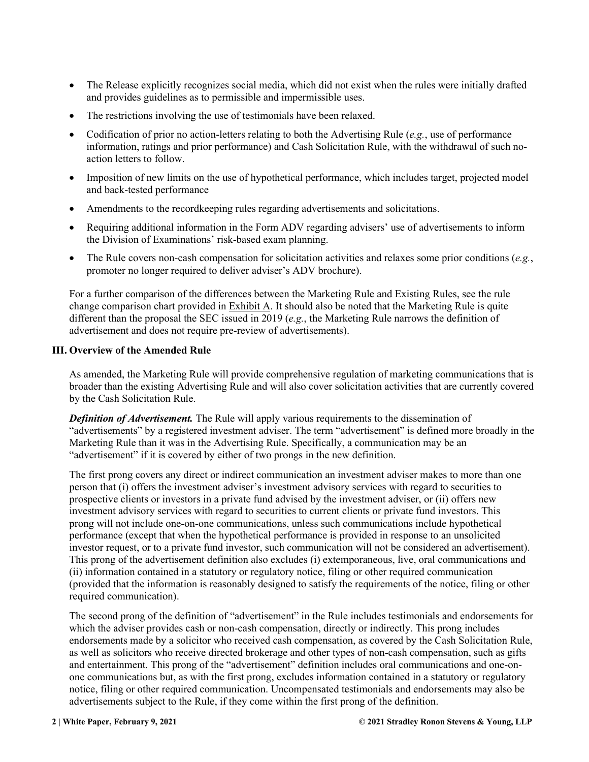- The Release explicitly recognizes social media, which did not exist when the rules were initially drafted and provides guidelines as to permissible and impermissible uses.
- The restrictions involving the use of testimonials have been relaxed.
- Codification of prior no action-letters relating to both the Advertising Rule (*e.g.*, use of performance information, ratings and prior performance) and Cash Solicitation Rule, with the withdrawal of such no-action letters to follow.
- Imposition of new limits on the use of hypothetical performance, which includes target, projected model and back-tested performance
- Amendments to the recordkeeping rules regarding advertisements and solicitations.
- Requiring additional information in the Form ADV regarding advisers' use of advertisements to inform the Division of Examinations' risk-based exam planning.
- The Rule covers non-cash compensation for solicitation activities and relaxes some prior conditions (*e.g.*, promoter no longer required to deliver adviser's ADV brochure).

For a further comparison of the differences between the Marketing Rule and Existing Rules, see the rule change comparison chart provided in Exhibit A. It should also be noted that the Marketing Rule is quite different than the proposal the SEC issued in 2019 (*e.g.*, the Marketing Rule narrows the definition of advertisement and does not require pre-review of advertisements).

## III. Overview of the Amended Rule

As amended, the Marketing Rule will provide comprehensive regulation of marketing communications that is broader than the existing Advertising Rule and will also cover solicitation activities that are currently covered by the Cash Solicitation Rule.

***Definition of Advertisement.*** The Rule will apply various requirements to the dissemination of "advertisements" by a registered investment adviser. The term "advertisement" is defined more broadly in the Marketing Rule than it was in the Advertising Rule. Specifically, a communication may be an "advertisement" if it is covered by either of two prongs in the new definition.

The first prong covers any direct or indirect communication an investment adviser makes to more than one person that (i) offers the investment adviser's investment advisory services with regard to securities to prospective clients or investors in a private fund advised by the investment adviser, or (ii) offers new investment advisory services with regard to securities to current clients or private fund investors. This prong will not include one-on-one communications, unless such communications include hypothetical performance (except that when the hypothetical performance is provided in response to an unsolicited investor request, or to a private fund investor, such communication will not be considered an advertisement). This prong of the advertisement definition also excludes (i) extemporaneous, live, oral communications and (ii) information contained in a statutory or regulatory notice, filing or other required communication (provided that the information is reasonably designed to satisfy the requirements of the notice, filing or other required communication).

The second prong of the definition of "advertisement" in the Rule includes testimonials and endorsements for which the adviser provides cash or non-cash compensation, directly or indirectly. This prong includes endorsements made by a solicitor who received cash compensation, as covered by the Cash Solicitation Rule, as well as solicitors who receive directed brokerage and other types of non-cash compensation, such as gifts and entertainment. This prong of the "advertisement" definition includes oral communications and one-on-one communications but, as with the first prong, excludes information contained in a statutory or regulatory notice, filing or other required communication. Uncompensated testimonials and endorsements may also be advertisements subject to the Rule, if they come within the first prong of the definition.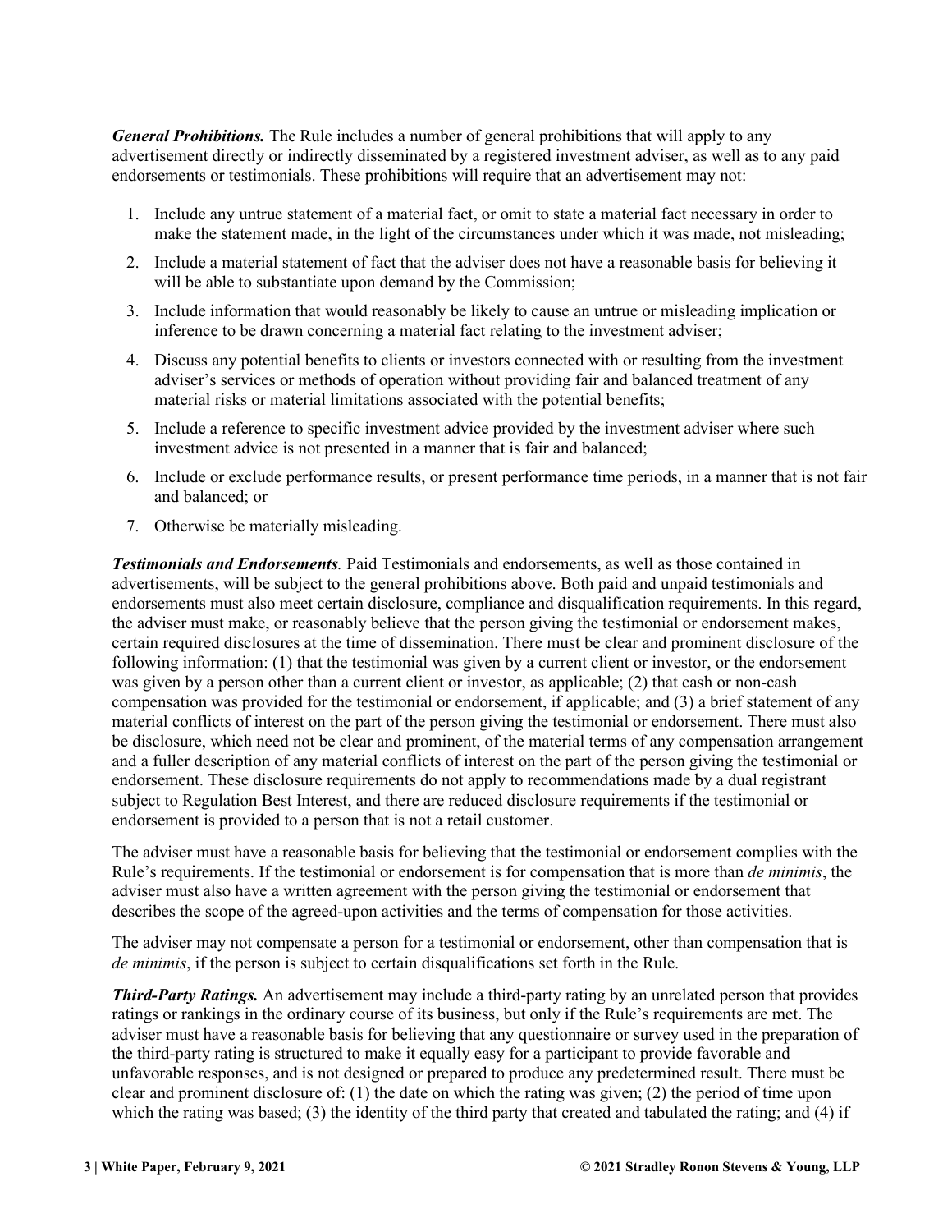***General Prohibitions.*** The Rule includes a number of general prohibitions that will apply to any advertisement directly or indirectly disseminated by a registered investment adviser, as well as to any paid endorsements or testimonials. These prohibitions will require that an advertisement may not:

1. Include any untrue statement of a material fact, or omit to state a material fact necessary in order to make the statement made, in the light of the circumstances under which it was made, not misleading;
2. Include a material statement of fact that the adviser does not have a reasonable basis for believing it will be able to substantiate upon demand by the Commission;
3. Include information that would reasonably be likely to cause an untrue or misleading implication or inference to be drawn concerning a material fact relating to the investment adviser;
4. Discuss any potential benefits to clients or investors connected with or resulting from the investment adviser's services or methods of operation without providing fair and balanced treatment of any material risks or material limitations associated with the potential benefits;
5. Include a reference to specific investment advice provided by the investment adviser where such investment advice is not presented in a manner that is fair and balanced;
6. Include or exclude performance results, or present performance time periods, in a manner that is not fair and balanced; or
7. Otherwise be materially misleading.

***Testimonials and Endorsements****.* Paid Testimonials and endorsements, as well as those contained in advertisements, will be subject to the general prohibitions above. Both paid and unpaid testimonials and endorsements must also meet certain disclosure, compliance and disqualification requirements. In this regard, the adviser must make, or reasonably believe that the person giving the testimonial or endorsement makes, certain required disclosures at the time of dissemination. There must be clear and prominent disclosure of the following information: (1) that the testimonial was given by a current client or investor, or the endorsement was given by a person other than a current client or investor, as applicable; (2) that cash or non-cash compensation was provided for the testimonial or endorsement, if applicable; and (3) a brief statement of any material conflicts of interest on the part of the person giving the testimonial or endorsement. There must also be disclosure, which need not be clear and prominent, of the material terms of any compensation arrangement and a fuller description of any material conflicts of interest on the part of the person giving the testimonial or endorsement. These disclosure requirements do not apply to recommendations made by a dual registrant subject to Regulation Best Interest, and there are reduced disclosure requirements if the testimonial or endorsement is provided to a person that is not a retail customer.

The adviser must have a reasonable basis for believing that the testimonial or endorsement complies with the Rule's requirements. If the testimonial or endorsement is for compensation that is more than *de minimis*, the adviser must also have a written agreement with the person giving the testimonial or endorsement that describes the scope of the agreed-upon activities and the terms of compensation for those activities.

The adviser may not compensate a person for a testimonial or endorsement, other than compensation that is *de minimis*, if the person is subject to certain disqualifications set forth in the Rule.

***Third-Party Ratings.*** An advertisement may include a third-party rating by an unrelated person that provides ratings or rankings in the ordinary course of its business, but only if the Rule's requirements are met. The adviser must have a reasonable basis for believing that any questionnaire or survey used in the preparation of the third-party rating is structured to make it equally easy for a participant to provide favorable and unfavorable responses, and is not designed or prepared to produce any predetermined result. There must be clear and prominent disclosure of: (1) the date on which the rating was given; (2) the period of time upon which the rating was based; (3) the identity of the third party that created and tabulated the rating; and (4) if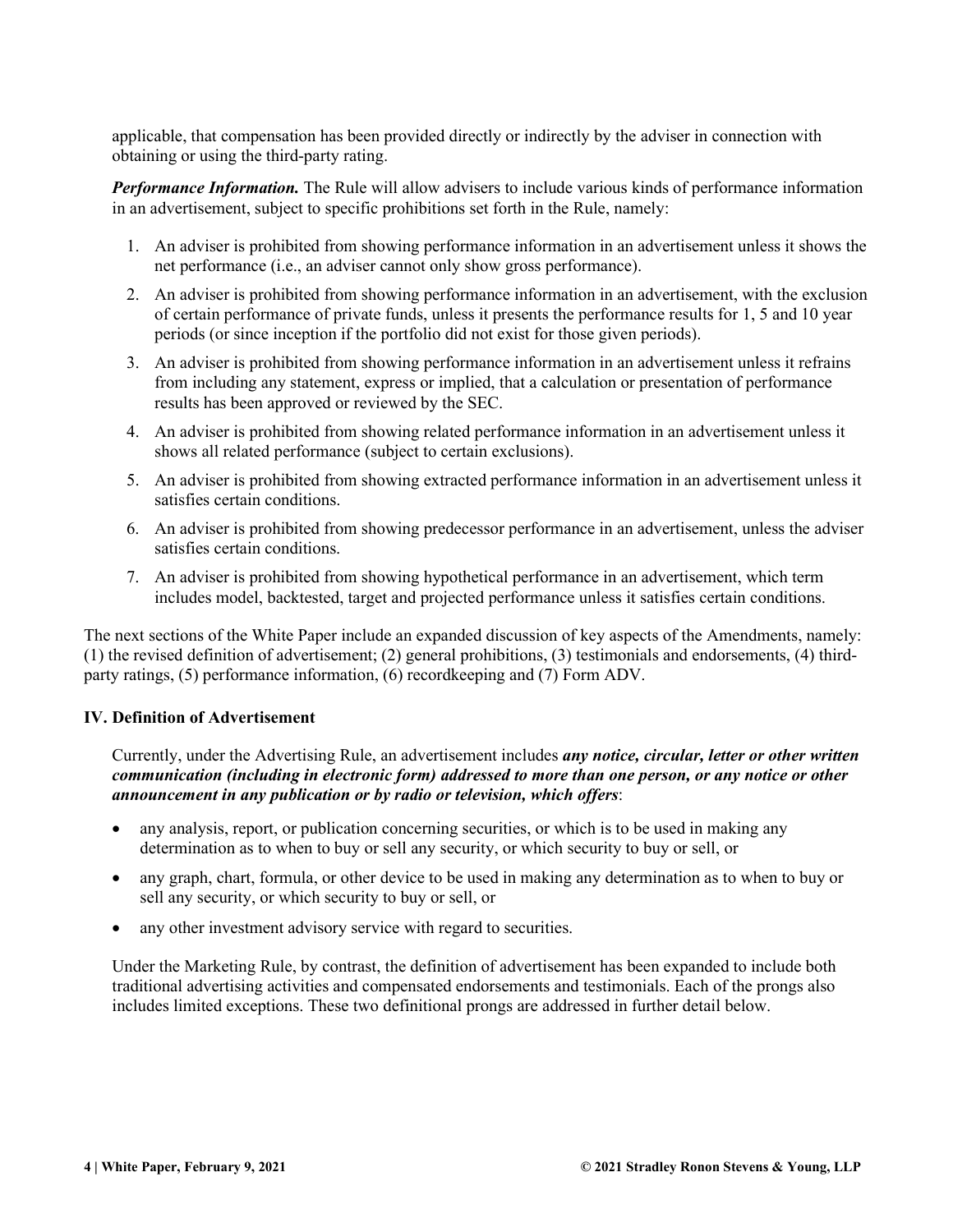applicable, that compensation has been provided directly or indirectly by the adviser in connection with obtaining or using the third-party rating.

***Performance Information.*** The Rule will allow advisers to include various kinds of performance information in an advertisement, subject to specific prohibitions set forth in the Rule, namely:

1. An adviser is prohibited from showing performance information in an advertisement unless it shows the net performance (i.e., an adviser cannot only show gross performance).
2. An adviser is prohibited from showing performance information in an advertisement, with the exclusion of certain performance of private funds, unless it presents the performance results for 1, 5 and 10 year periods (or since inception if the portfolio did not exist for those given periods).
3. An adviser is prohibited from showing performance information in an advertisement unless it refrains from including any statement, express or implied, that a calculation or presentation of performance results has been approved or reviewed by the SEC.
4. An adviser is prohibited from showing related performance information in an advertisement unless it shows all related performance (subject to certain exclusions).
5. An adviser is prohibited from showing extracted performance information in an advertisement unless it satisfies certain conditions.
6. An adviser is prohibited from showing predecessor performance in an advertisement, unless the adviser satisfies certain conditions.
7. An adviser is prohibited from showing hypothetical performance in an advertisement, which term includes model, backtested, target and projected performance unless it satisfies certain conditions.

The next sections of the White Paper include an expanded discussion of key aspects of the Amendments, namely: (1) the revised definition of advertisement; (2) general prohibitions, (3) testimonials and endorsements, (4) third-party ratings, (5) performance information, (6) recordkeeping and (7) Form ADV.

## IV. Definition of Advertisement

Currently, under the Advertising Rule, an advertisement includes ***any notice, circular, letter or other written communication (including in electronic form) addressed to more than one person, or any notice or other announcement in any publication or by radio or television, which offers***:

- any analysis, report, or publication concerning securities, or which is to be used in making any determination as to when to buy or sell any security, or which security to buy or sell, or
- any graph, chart, formula, or other device to be used in making any determination as to when to buy or sell any security, or which security to buy or sell, or
- any other investment advisory service with regard to securities.

Under the Marketing Rule, by contrast, the definition of advertisement has been expanded to include both traditional advertising activities and compensated endorsements and testimonials. Each of the prongs also includes limited exceptions. These two definitional prongs are addressed in further detail below.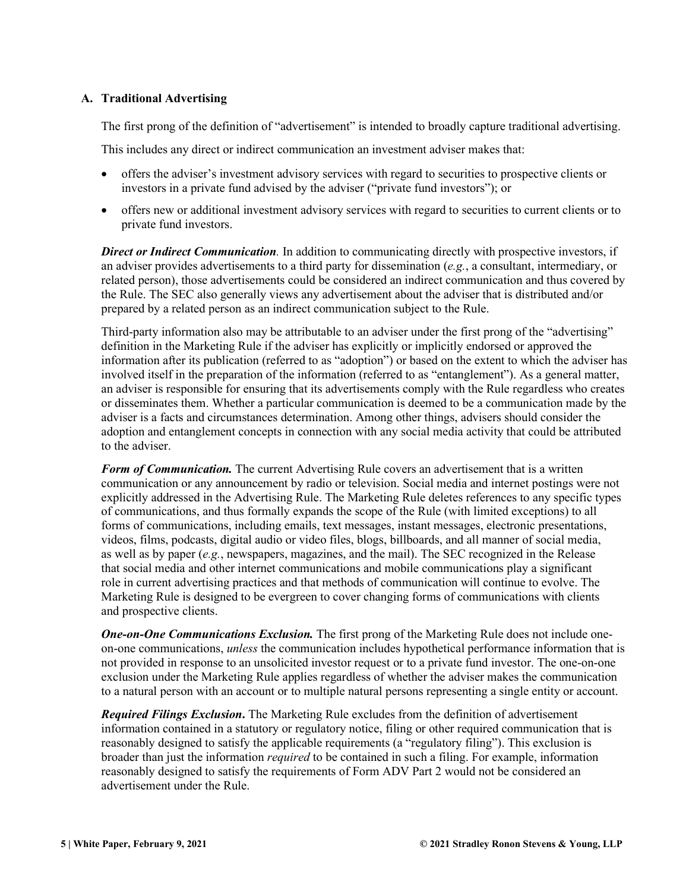### A. Traditional Advertising

The first prong of the definition of "advertisement" is intended to broadly capture traditional advertising.

This includes any direct or indirect communication an investment adviser makes that:

- offers the adviser's investment advisory services with regard to securities to prospective clients or investors in a private fund advised by the adviser ("private fund investors"); or
- offers new or additional investment advisory services with regard to securities to current clients or to private fund investors.

***Direct or Indirect Communication.*** In addition to communicating directly with prospective investors, if an adviser provides advertisements to a third party for dissemination (*e.g.*, a consultant, intermediary, or related person), those advertisements could be considered an indirect communication and thus covered by the Rule. The SEC also generally views any advertisement about the adviser that is distributed and/or prepared by a related person as an indirect communication subject to the Rule.

Third-party information also may be attributable to an adviser under the first prong of the "advertising" definition in the Marketing Rule if the adviser has explicitly or implicitly endorsed or approved the information after its publication (referred to as "adoption") or based on the extent to which the adviser has involved itself in the preparation of the information (referred to as "entanglement"). As a general matter, an adviser is responsible for ensuring that its advertisements comply with the Rule regardless who creates or disseminates them. Whether a particular communication is deemed to be a communication made by the adviser is a facts and circumstances determination. Among other things, advisers should consider the adoption and entanglement concepts in connection with any social media activity that could be attributed to the adviser.

***Form of Communication.*** The current Advertising Rule covers an advertisement that is a written communication or any announcement by radio or television. Social media and internet postings were not explicitly addressed in the Advertising Rule. The Marketing Rule deletes references to any specific types of communications, and thus formally expands the scope of the Rule (with limited exceptions) to all forms of communications, including emails, text messages, instant messages, electronic presentations, videos, films, podcasts, digital audio or video files, blogs, billboards, and all manner of social media, as well as by paper (*e.g.*, newspapers, magazines, and the mail). The SEC recognized in the Release that social media and other internet communications and mobile communications play a significant role in current advertising practices and that methods of communication will continue to evolve. The Marketing Rule is designed to be evergreen to cover changing forms of communications with clients and prospective clients.

***One-on-One Communications Exclusion.*** The first prong of the Marketing Rule does not include one-on-one communications, *unless* the communication includes hypothetical performance information that is not provided in response to an unsolicited investor request or to a private fund investor. The one-on-one exclusion under the Marketing Rule applies regardless of whether the adviser makes the communication to a natural person with an account or to multiple natural persons representing a single entity or account.

***Required Filings Exclusion***. The Marketing Rule excludes from the definition of advertisement information contained in a statutory or regulatory notice, filing or other required communication that is reasonably designed to satisfy the applicable requirements (a "regulatory filing"). This exclusion is broader than just the information *required* to be contained in such a filing. For example, information reasonably designed to satisfy the requirements of Form ADV Part 2 would not be considered an advertisement under the Rule.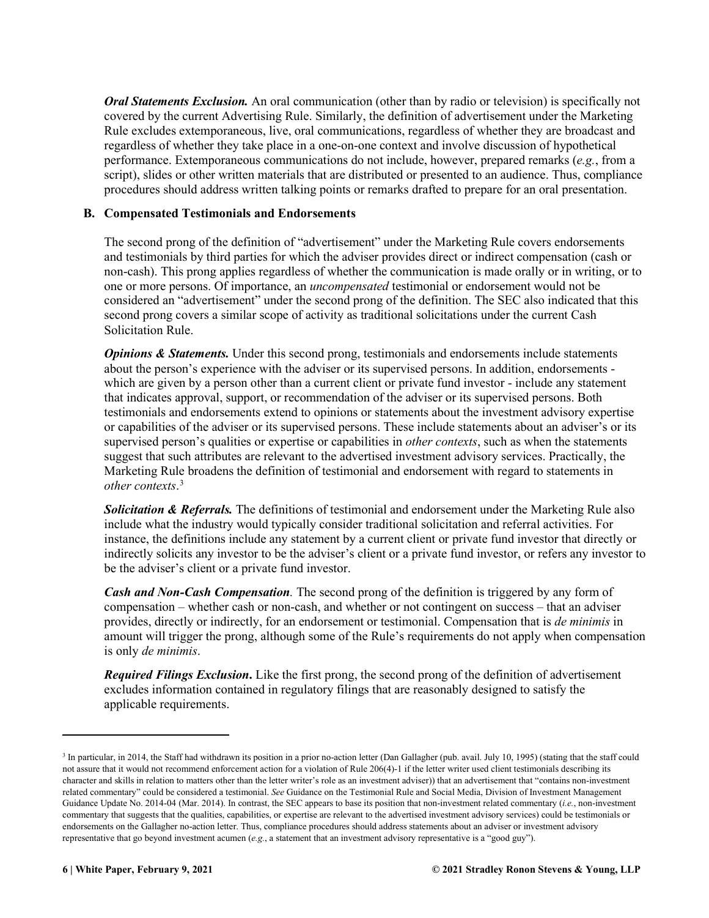***Oral Statements Exclusion.*** An oral communication (other than by radio or television) is specifically not covered by the current Advertising Rule. Similarly, the definition of advertisement under the Marketing Rule excludes extemporaneous, live, oral communications, regardless of whether they are broadcast and regardless of whether they take place in a one-on-one context and involve discussion of hypothetical performance. Extemporaneous communications do not include, however, prepared remarks (*e.g.*, from a script), slides or other written materials that are distributed or presented to an audience. Thus, compliance procedures should address written talking points or remarks drafted to prepare for an oral presentation.

### B. Compensated Testimonials and Endorsements

The second prong of the definition of "advertisement" under the Marketing Rule covers endorsements and testimonials by third parties for which the adviser provides direct or indirect compensation (cash or non-cash). This prong applies regardless of whether the communication is made orally or in writing, or to one or more persons. Of importance, an *uncompensated* testimonial or endorsement would not be considered an "advertisement" under the second prong of the definition. The SEC also indicated that this second prong covers a similar scope of activity as traditional solicitations under the current Cash Solicitation Rule.

***Opinions & Statements.*** Under this second prong, testimonials and endorsements include statements about the person's experience with the adviser or its supervised persons. In addition, endorsements - which are given by a person other than a current client or private fund investor - include any statement that indicates approval, support, or recommendation of the adviser or its supervised persons. Both testimonials and endorsements extend to opinions or statements about the investment advisory expertise or capabilities of the adviser or its supervised persons. These include statements about an adviser's or its supervised person's qualities or expertise or capabilities in *other contexts*, such as when the statements suggest that such attributes are relevant to the advertised investment advisory services. Practically, the Marketing Rule broadens the definition of testimonial and endorsement with regard to statements in *other contexts*.[3]

***Solicitation & Referrals.*** The definitions of testimonial and endorsement under the Marketing Rule also include what the industry would typically consider traditional solicitation and referral activities. For instance, the definitions include any statement by a current client or private fund investor that directly or indirectly solicits any investor to be the adviser's client or a private fund investor, or refers any investor to be the adviser's client or a private fund investor.

***Cash and Non-Cash Compensation.*** The second prong of the definition is triggered by any form of compensation – whether cash or non-cash, and whether or not contingent on success – that an adviser provides, directly or indirectly, for an endorsement or testimonial. Compensation that is *de minimis* in amount will trigger the prong, although some of the Rule's requirements do not apply when compensation is only *de minimis*.

***Required Filings Exclusion.*** Like the first prong, the second prong of the definition of advertisement excludes information contained in regulatory filings that are reasonably designed to satisfy the applicable requirements.

---

[3] In particular, in 2014, the Staff had withdrawn its position in a prior no-action letter (Dan Gallagher (pub. avail. July 10, 1995) (stating that the staff could not assure that it would not recommend enforcement action for a violation of Rule 206(4)-1 if the letter writer used client testimonials describing its character and skills in relation to matters other than the letter writer's role as an investment adviser)) that an advertisement that "contains non-investment related commentary" could be considered a testimonial. *See* Guidance on the Testimonial Rule and Social Media, Division of Investment Management Guidance Update No. 2014-04 (Mar. 2014). In contrast, the SEC appears to base its position that non-investment related commentary (*i.e.*, non-investment commentary that suggests that the qualities, capabilities, or expertise are relevant to the advertised investment advisory services) could be testimonials or endorsements on the Gallagher no-action letter. Thus, compliance procedures should address statements about an adviser or investment advisory representative that go beyond investment acumen (*e.g.*, a statement that an investment advisory representative is a "good guy").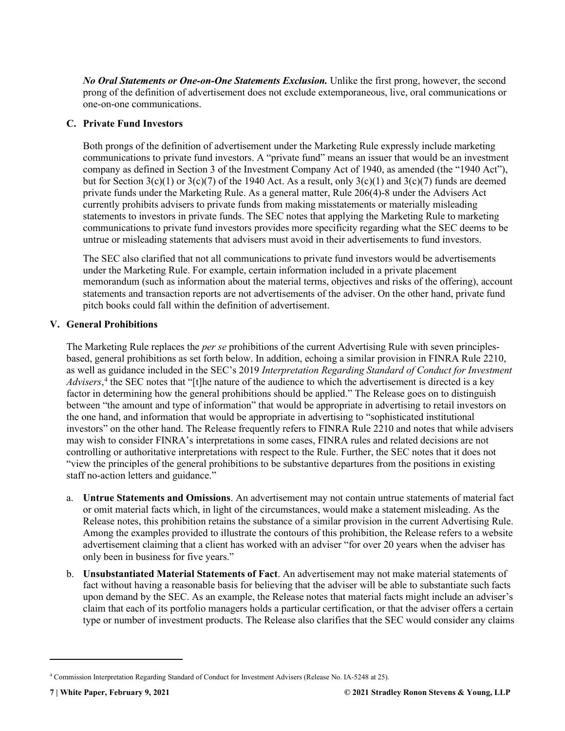***No Oral Statements or One-on-One Statements Exclusion.*** Unlike the first prong, however, the second prong of the definition of advertisement does not exclude extemporaneous, live, oral communications or one-on-one communications.

### C. Private Fund Investors

Both prongs of the definition of advertisement under the Marketing Rule expressly include marketing communications to private fund investors. A "private fund" means an issuer that would be an investment company as defined in Section 3 of the Investment Company Act of 1940, as amended (the "1940 Act"), but for Section 3(c)(1) or 3(c)(7) of the 1940 Act. As a result, only 3(c)(1) and 3(c)(7) funds are deemed private funds under the Marketing Rule. As a general matter, Rule 206(4)-8 under the Advisers Act currently prohibits advisers to private funds from making misstatements or materially misleading statements to investors in private funds. The SEC notes that applying the Marketing Rule to marketing communications to private fund investors provides more specificity regarding what the SEC deems to be untrue or misleading statements that advisers must avoid in their advertisements to fund investors.

The SEC also clarified that not all communications to private fund investors would be advertisements under the Marketing Rule. For example, certain information included in a private placement memorandum (such as information about the material terms, objectives and risks of the offering), account statements and transaction reports are not advertisements of the adviser. On the other hand, private fund pitch books could fall within the definition of advertisement.

## V. General Prohibitions

The Marketing Rule replaces the *per se* prohibitions of the current Advertising Rule with seven principles-based, general prohibitions as set forth below. In addition, echoing a similar provision in FINRA Rule 2210, as well as guidance included in the SEC's 2019 *Interpretation Regarding Standard of Conduct for Investment Advisers*,[4] the SEC notes that "[t]he nature of the audience to which the advertisement is directed is a key factor in determining how the general prohibitions should be applied." The Release goes on to distinguish between "the amount and type of information" that would be appropriate in advertising to retail investors on the one hand, and information that would be appropriate in advertising to "sophisticated institutional investors" on the other hand. The Release frequently refers to FINRA Rule 2210 and notes that while advisers may wish to consider FINRA's interpretations in some cases, FINRA rules and related decisions are not controlling or authoritative interpretations with respect to the Rule. Further, the SEC notes that it does not "view the principles of the general prohibitions to be substantive departures from the positions in existing staff no-action letters and guidance."

a. **Untrue Statements and Omissions**. An advertisement may not contain untrue statements of material fact or omit material facts which, in light of the circumstances, would make a statement misleading. As the Release notes, this prohibition retains the substance of a similar provision in the current Advertising Rule. Among the examples provided to illustrate the contours of this prohibition, the Release refers to a website advertisement claiming that a client has worked with an adviser "for over 20 years when the adviser has only been in business for five years."

b. **Unsubstantiated Material Statements of Fact**. An advertisement may not make material statements of fact without having a reasonable basis for believing that the adviser will be able to substantiate such facts upon demand by the SEC. As an example, the Release notes that material facts might include an adviser's claim that each of its portfolio managers holds a particular certification, or that the adviser offers a certain type or number of investment products. The Release also clarifies that the SEC would consider any claims

[4] Commission Interpretation Regarding Standard of Conduct for Investment Advisers (Release No. IA-5248 at 25).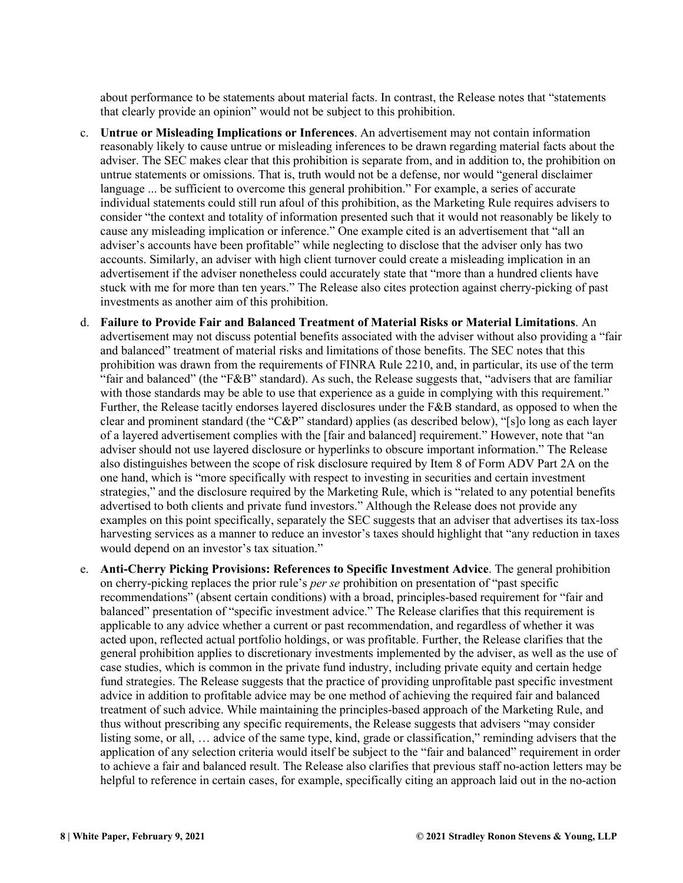about performance to be statements about material facts. In contrast, the Release notes that "statements that clearly provide an opinion" would not be subject to this prohibition.

c. **Untrue or Misleading Implications or Inferences**. An advertisement may not contain information reasonably likely to cause untrue or misleading inferences to be drawn regarding material facts about the adviser. The SEC makes clear that this prohibition is separate from, and in addition to, the prohibition on untrue statements or omissions. That is, truth would not be a defense, nor would "general disclaimer language ... be sufficient to overcome this general prohibition." For example, a series of accurate individual statements could still run afoul of this prohibition, as the Marketing Rule requires advisers to consider "the context and totality of information presented such that it would not reasonably be likely to cause any misleading implication or inference." One example cited is an advertisement that "all an adviser's accounts have been profitable" while neglecting to disclose that the adviser only has two accounts. Similarly, an adviser with high client turnover could create a misleading implication in an advertisement if the adviser nonetheless could accurately state that "more than a hundred clients have stuck with me for more than ten years." The Release also cites protection against cherry-picking of past investments as another aim of this prohibition.

d. **Failure to Provide Fair and Balanced Treatment of Material Risks or Material Limitations**. An advertisement may not discuss potential benefits associated with the adviser without also providing a "fair and balanced" treatment of material risks and limitations of those benefits. The SEC notes that this prohibition was drawn from the requirements of FINRA Rule 2210, and, in particular, its use of the term "fair and balanced" (the "F&B" standard). As such, the Release suggests that, "advisers that are familiar with those standards may be able to use that experience as a guide in complying with this requirement." Further, the Release tacitly endorses layered disclosures under the F&B standard, as opposed to when the clear and prominent standard (the "C&P" standard) applies (as described below), "[s]o long as each layer of a layered advertisement complies with the [fair and balanced] requirement." However, note that "an adviser should not use layered disclosure or hyperlinks to obscure important information." The Release also distinguishes between the scope of risk disclosure required by Item 8 of Form ADV Part 2A on the one hand, which is "more specifically with respect to investing in securities and certain investment strategies," and the disclosure required by the Marketing Rule, which is "related to any potential benefits advertised to both clients and private fund investors." Although the Release does not provide any examples on this point specifically, separately the SEC suggests that an adviser that advertises its tax-loss harvesting services as a manner to reduce an investor's taxes should highlight that "any reduction in taxes would depend on an investor's tax situation."

e. **Anti-Cherry Picking Provisions: References to Specific Investment Advice**. The general prohibition on cherry-picking replaces the prior rule's *per se* prohibition on presentation of "past specific recommendations" (absent certain conditions) with a broad, principles-based requirement for "fair and balanced" presentation of "specific investment advice." The Release clarifies that this requirement is applicable to any advice whether a current or past recommendation, and regardless of whether it was acted upon, reflected actual portfolio holdings, or was profitable. Further, the Release clarifies that the general prohibition applies to discretionary investments implemented by the adviser, as well as the use of case studies, which is common in the private fund industry, including private equity and certain hedge fund strategies. The Release suggests that the practice of providing unprofitable past specific investment advice in addition to profitable advice may be one method of achieving the required fair and balanced treatment of such advice. While maintaining the principles-based approach of the Marketing Rule, and thus without prescribing any specific requirements, the Release suggests that advisers "may consider listing some, or all, … advice of the same type, kind, grade or classification," reminding advisers that the application of any selection criteria would itself be subject to the "fair and balanced" requirement in order to achieve a fair and balanced result. The Release also clarifies that previous staff no-action letters may be helpful to reference in certain cases, for example, specifically citing an approach laid out in the no-action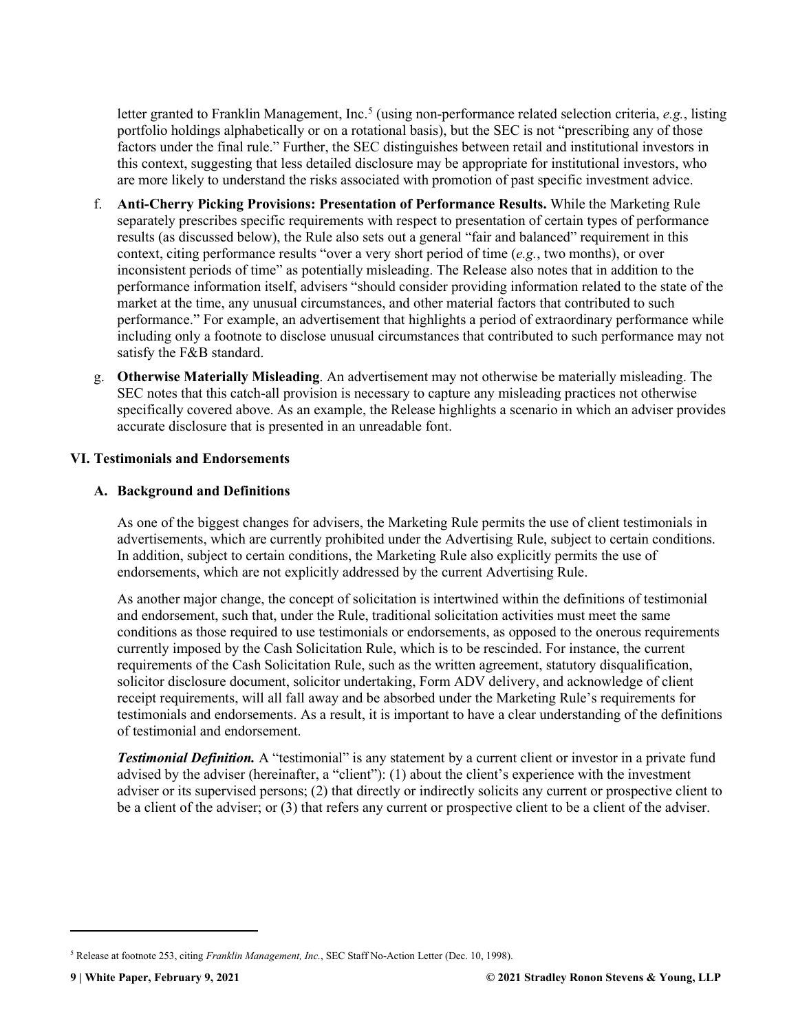letter granted to Franklin Management, Inc.[5] (using non-performance related selection criteria, *e.g.*, listing portfolio holdings alphabetically or on a rotational basis), but the SEC is not "prescribing any of those factors under the final rule." Further, the SEC distinguishes between retail and institutional investors in this context, suggesting that less detailed disclosure may be appropriate for institutional investors, who are more likely to understand the risks associated with promotion of past specific investment advice.

f. **Anti-Cherry Picking Provisions: Presentation of Performance Results.** While the Marketing Rule separately prescribes specific requirements with respect to presentation of certain types of performance results (as discussed below), the Rule also sets out a general "fair and balanced" requirement in this context, citing performance results "over a very short period of time (*e.g.*, two months), or over inconsistent periods of time" as potentially misleading. The Release also notes that in addition to the performance information itself, advisers "should consider providing information related to the state of the market at the time, any unusual circumstances, and other material factors that contributed to such performance." For example, an advertisement that highlights a period of extraordinary performance while including only a footnote to disclose unusual circumstances that contributed to such performance may not satisfy the F&B standard.

g. **Otherwise Materially Misleading**. An advertisement may not otherwise be materially misleading. The SEC notes that this catch-all provision is necessary to capture any misleading practices not otherwise specifically covered above. As an example, the Release highlights a scenario in which an adviser provides accurate disclosure that is presented in an unreadable font.

## VI. Testimonials and Endorsements

### A. Background and Definitions

As one of the biggest changes for advisers, the Marketing Rule permits the use of client testimonials in advertisements, which are currently prohibited under the Advertising Rule, subject to certain conditions. In addition, subject to certain conditions, the Marketing Rule also explicitly permits the use of endorsements, which are not explicitly addressed by the current Advertising Rule.

As another major change, the concept of solicitation is intertwined within the definitions of testimonial and endorsement, such that, under the Rule, traditional solicitation activities must meet the same conditions as those required to use testimonials or endorsements, as opposed to the onerous requirements currently imposed by the Cash Solicitation Rule, which is to be rescinded. For instance, the current requirements of the Cash Solicitation Rule, such as the written agreement, statutory disqualification, solicitor disclosure document, solicitor undertaking, Form ADV delivery, and acknowledge of client receipt requirements, will all fall away and be absorbed under the Marketing Rule's requirements for testimonials and endorsements. As a result, it is important to have a clear understanding of the definitions of testimonial and endorsement.

***Testimonial Definition.*** A "testimonial" is any statement by a current client or investor in a private fund advised by the adviser (hereinafter, a "client"): (1) about the client's experience with the investment adviser or its supervised persons; (2) that directly or indirectly solicits any current or prospective client to be a client of the adviser; or (3) that refers any current or prospective client to be a client of the adviser.

---

[5] Release at footnote 253, citing *Franklin Management, Inc.*, SEC Staff No-Action Letter (Dec. 10, 1998).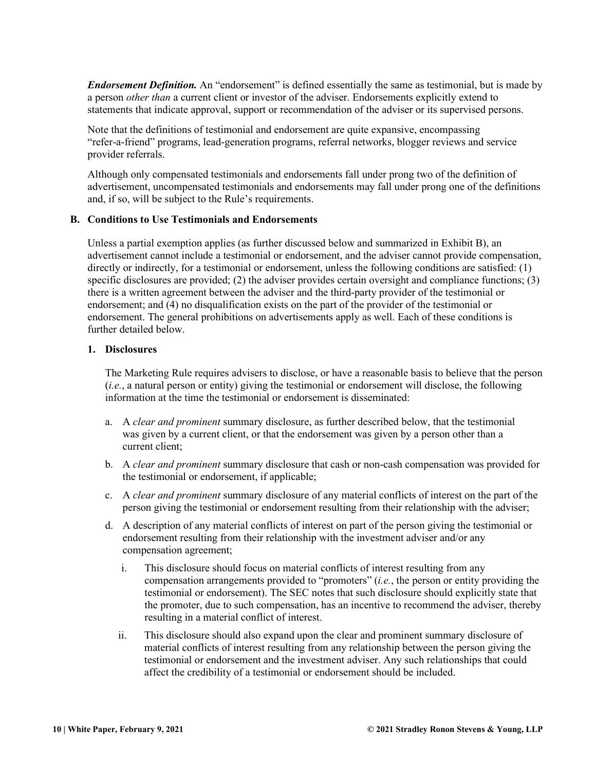***Endorsement Definition.*** An "endorsement" is defined essentially the same as testimonial, but is made by a person *other than* a current client or investor of the adviser. Endorsements explicitly extend to statements that indicate approval, support or recommendation of the adviser or its supervised persons.

Note that the definitions of testimonial and endorsement are quite expansive, encompassing "refer-a-friend" programs, lead-generation programs, referral networks, blogger reviews and service provider referrals.

Although only compensated testimonials and endorsements fall under prong two of the definition of advertisement, uncompensated testimonials and endorsements may fall under prong one of the definitions and, if so, will be subject to the Rule's requirements.

### B. Conditions to Use Testimonials and Endorsements

Unless a partial exemption applies (as further discussed below and summarized in Exhibit B), an advertisement cannot include a testimonial or endorsement, and the adviser cannot provide compensation, directly or indirectly, for a testimonial or endorsement, unless the following conditions are satisfied: (1) specific disclosures are provided; (2) the adviser provides certain oversight and compliance functions; (3) there is a written agreement between the adviser and the third-party provider of the testimonial or endorsement; and (4) no disqualification exists on the part of the provider of the testimonial or endorsement. The general prohibitions on advertisements apply as well. Each of these conditions is further detailed below.

#### 1. Disclosures

The Marketing Rule requires advisers to disclose, or have a reasonable basis to believe that the person (*i.e.*, a natural person or entity) giving the testimonial or endorsement will disclose, the following information at the time the testimonial or endorsement is disseminated:

a. A *clear and prominent* summary disclosure, as further described below, that the testimonial was given by a current client, or that the endorsement was given by a person other than a current client;

b. A *clear and prominent* summary disclosure that cash or non-cash compensation was provided for the testimonial or endorsement, if applicable;

c. A *clear and prominent* summary disclosure of any material conflicts of interest on the part of the person giving the testimonial or endorsement resulting from their relationship with the adviser;

d. A description of any material conflicts of interest on part of the person giving the testimonial or endorsement resulting from their relationship with the investment adviser and/or any compensation agreement;

   i. This disclosure should focus on material conflicts of interest resulting from any compensation arrangements provided to "promoters" (*i.e.*, the person or entity providing the testimonial or endorsement). The SEC notes that such disclosure should explicitly state that the promoter, due to such compensation, has an incentive to recommend the adviser, thereby resulting in a material conflict of interest.

   ii. This disclosure should also expand upon the clear and prominent summary disclosure of material conflicts of interest resulting from any relationship between the person giving the testimonial or endorsement and the investment adviser. Any such relationships that could affect the credibility of a testimonial or endorsement should be included.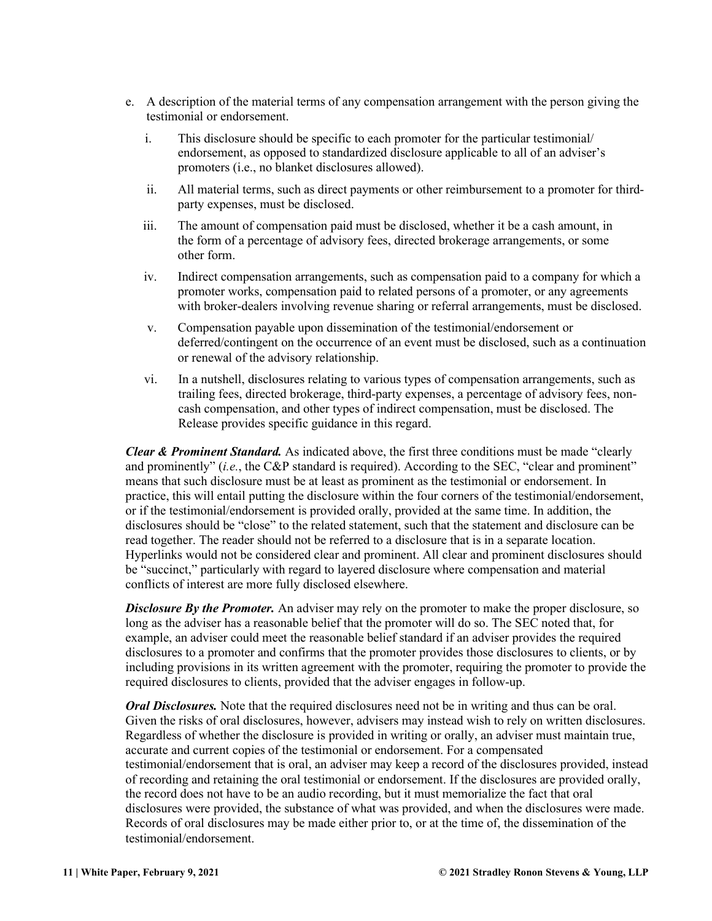e. A description of the material terms of any compensation arrangement with the person giving the testimonial or endorsement.

   i. This disclosure should be specific to each promoter for the particular testimonial/ endorsement, as opposed to standardized disclosure applicable to all of an adviser's promoters (i.e., no blanket disclosures allowed).

   ii. All material terms, such as direct payments or other reimbursement to a promoter for third-party expenses, must be disclosed.

   iii. The amount of compensation paid must be disclosed, whether it be a cash amount, in the form of a percentage of advisory fees, directed brokerage arrangements, or some other form.

   iv. Indirect compensation arrangements, such as compensation paid to a company for which a promoter works, compensation paid to related persons of a promoter, or any agreements with broker-dealers involving revenue sharing or referral arrangements, must be disclosed.

   v. Compensation payable upon dissemination of the testimonial/endorsement or deferred/contingent on the occurrence of an event must be disclosed, such as a continuation or renewal of the advisory relationship.

   vi. In a nutshell, disclosures relating to various types of compensation arrangements, such as trailing fees, directed brokerage, third-party expenses, a percentage of advisory fees, non-cash compensation, and other types of indirect compensation, must be disclosed. The Release provides specific guidance in this regard.

***Clear & Prominent Standard.*** As indicated above, the first three conditions must be made "clearly and prominently" (*i.e.*, the C&P standard is required). According to the SEC, "clear and prominent" means that such disclosure must be at least as prominent as the testimonial or endorsement. In practice, this will entail putting the disclosure within the four corners of the testimonial/endorsement, or if the testimonial/endorsement is provided orally, provided at the same time. In addition, the disclosures should be "close" to the related statement, such that the statement and disclosure can be read together. The reader should not be referred to a disclosure that is in a separate location. Hyperlinks would not be considered clear and prominent. All clear and prominent disclosures should be "succinct," particularly with regard to layered disclosure where compensation and material conflicts of interest are more fully disclosed elsewhere.

***Disclosure By the Promoter.*** An adviser may rely on the promoter to make the proper disclosure, so long as the adviser has a reasonable belief that the promoter will do so. The SEC noted that, for example, an adviser could meet the reasonable belief standard if an adviser provides the required disclosures to a promoter and confirms that the promoter provides those disclosures to clients, or by including provisions in its written agreement with the promoter, requiring the promoter to provide the required disclosures to clients, provided that the adviser engages in follow-up.

***Oral Disclosures.*** Note that the required disclosures need not be in writing and thus can be oral. Given the risks of oral disclosures, however, advisers may instead wish to rely on written disclosures. Regardless of whether the disclosure is provided in writing or orally, an adviser must maintain true, accurate and current copies of the testimonial or endorsement. For a compensated testimonial/endorsement that is oral, an adviser may keep a record of the disclosures provided, instead of recording and retaining the oral testimonial or endorsement. If the disclosures are provided orally, the record does not have to be an audio recording, but it must memorialize the fact that oral disclosures were provided, the substance of what was provided, and when the disclosures were made. Records of oral disclosures may be made either prior to, or at the time of, the dissemination of the testimonial/endorsement.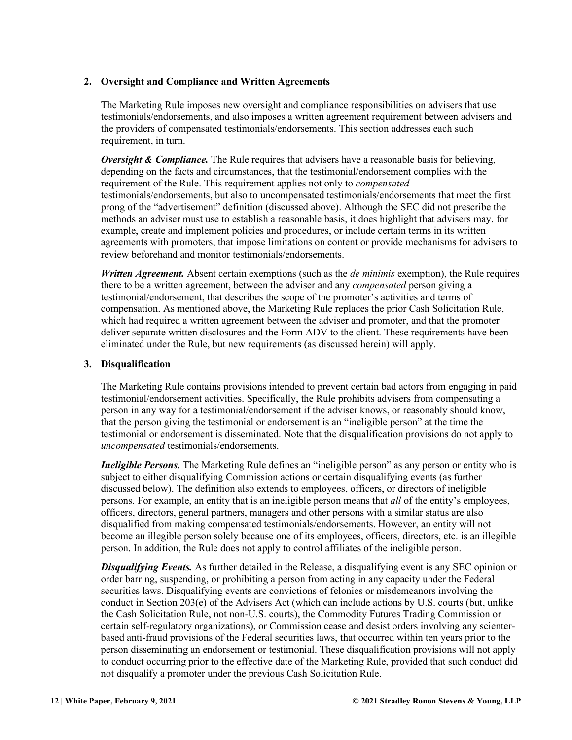## 2. Oversight and Compliance and Written Agreements

The Marketing Rule imposes new oversight and compliance responsibilities on advisers that use testimonials/endorsements, and also imposes a written agreement requirement between advisers and the providers of compensated testimonials/endorsements. This section addresses each such requirement, in turn.

***Oversight & Compliance.*** The Rule requires that advisers have a reasonable basis for believing, depending on the facts and circumstances, that the testimonial/endorsement complies with the requirement of the Rule. This requirement applies not only to *compensated* testimonials/endorsements, but also to uncompensated testimonials/endorsements that meet the first prong of the "advertisement" definition (discussed above). Although the SEC did not prescribe the methods an adviser must use to establish a reasonable basis, it does highlight that advisers may, for example, create and implement policies and procedures, or include certain terms in its written agreements with promoters, that impose limitations on content or provide mechanisms for advisers to review beforehand and monitor testimonials/endorsements.

***Written Agreement.*** Absent certain exemptions (such as the *de minimis* exemption), the Rule requires there to be a written agreement, between the adviser and any *compensated* person giving a testimonial/endorsement, that describes the scope of the promoter's activities and terms of compensation. As mentioned above, the Marketing Rule replaces the prior Cash Solicitation Rule, which had required a written agreement between the adviser and promoter, and that the promoter deliver separate written disclosures and the Form ADV to the client. These requirements have been eliminated under the Rule, but new requirements (as discussed herein) will apply.

## 3. Disqualification

The Marketing Rule contains provisions intended to prevent certain bad actors from engaging in paid testimonial/endorsement activities. Specifically, the Rule prohibits advisers from compensating a person in any way for a testimonial/endorsement if the adviser knows, or reasonably should know, that the person giving the testimonial or endorsement is an "ineligible person" at the time the testimonial or endorsement is disseminated. Note that the disqualification provisions do not apply to *uncompensated* testimonials/endorsements.

***Ineligible Persons.*** The Marketing Rule defines an "ineligible person" as any person or entity who is subject to either disqualifying Commission actions or certain disqualifying events (as further discussed below). The definition also extends to employees, officers, or directors of ineligible persons. For example, an entity that is an ineligible person means that *all* of the entity's employees, officers, directors, general partners, managers and other persons with a similar status are also disqualified from making compensated testimonials/endorsements. However, an entity will not become an illegible person solely because one of its employees, officers, directors, etc. is an illegible person. In addition, the Rule does not apply to control affiliates of the ineligible person.

***Disqualifying Events.*** As further detailed in the Release, a disqualifying event is any SEC opinion or order barring, suspending, or prohibiting a person from acting in any capacity under the Federal securities laws. Disqualifying events are convictions of felonies or misdemeanors involving the conduct in Section 203(e) of the Advisers Act (which can include actions by U.S. courts (but, unlike the Cash Solicitation Rule, not non-U.S. courts), the Commodity Futures Trading Commission or certain self-regulatory organizations), or Commission cease and desist orders involving any scienter-based anti-fraud provisions of the Federal securities laws, that occurred within ten years prior to the person disseminating an endorsement or testimonial. These disqualification provisions will not apply to conduct occurring prior to the effective date of the Marketing Rule, provided that such conduct did not disqualify a promoter under the previous Cash Solicitation Rule.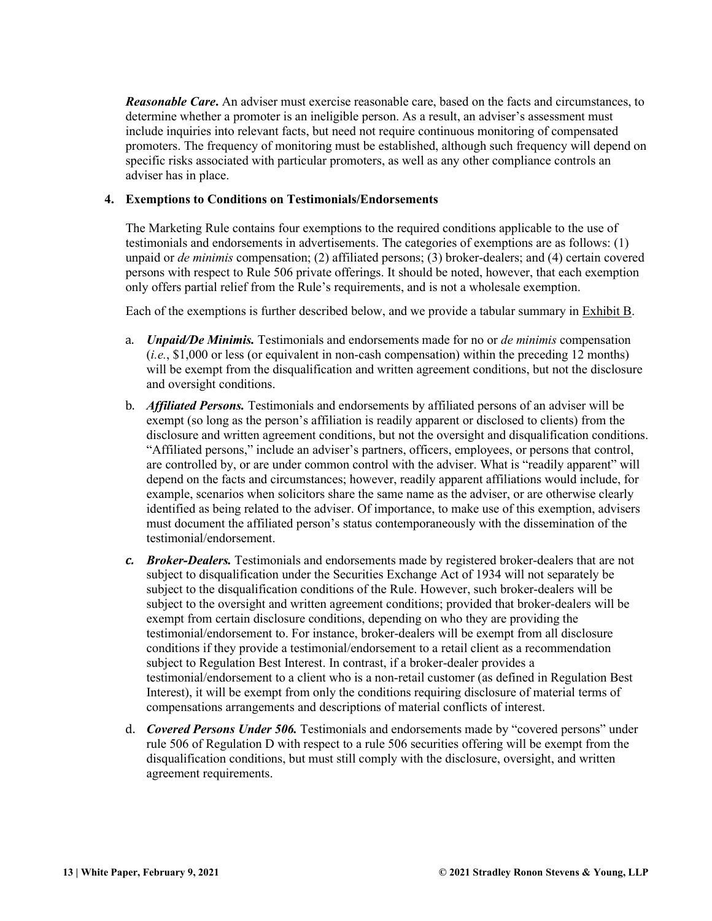***Reasonable Care***. An adviser must exercise reasonable care, based on the facts and circumstances, to determine whether a promoter is an ineligible person. As a result, an adviser's assessment must include inquiries into relevant facts, but need not require continuous monitoring of compensated promoters. The frequency of monitoring must be established, although such frequency will depend on specific risks associated with particular promoters, as well as any other compliance controls an adviser has in place.

## 4. Exemptions to Conditions on Testimonials/Endorsements

The Marketing Rule contains four exemptions to the required conditions applicable to the use of testimonials and endorsements in advertisements. The categories of exemptions are as follows: (1) unpaid or *de minimis* compensation; (2) affiliated persons; (3) broker-dealers; and (4) certain covered persons with respect to Rule 506 private offerings. It should be noted, however, that each exemption only offers partial relief from the Rule's requirements, and is not a wholesale exemption.

Each of the exemptions is further described below, and we provide a tabular summary in Exhibit B.

a. ***Unpaid/De Minimis.*** Testimonials and endorsements made for no or *de minimis* compensation (*i.e.*, $1,000 or less (or equivalent in non-cash compensation) within the preceding 12 months) will be exempt from the disqualification and written agreement conditions, but not the disclosure and oversight conditions.

b. ***Affiliated Persons.*** Testimonials and endorsements by affiliated persons of an adviser will be exempt (so long as the person's affiliation is readily apparent or disclosed to clients) from the disclosure and written agreement conditions, but not the oversight and disqualification conditions. "Affiliated persons," include an adviser's partners, officers, employees, or persons that control, are controlled by, or are under common control with the adviser. What is "readily apparent" will depend on the facts and circumstances; however, readily apparent affiliations would include, for example, scenarios when solicitors share the same name as the adviser, or are otherwise clearly identified as being related to the adviser. Of importance, to make use of this exemption, advisers must document the affiliated person's status contemporaneously with the dissemination of the testimonial/endorsement.

c. ***Broker-Dealers.*** Testimonials and endorsements made by registered broker-dealers that are not subject to disqualification under the Securities Exchange Act of 1934 will not separately be subject to the disqualification conditions of the Rule. However, such broker-dealers will be subject to the oversight and written agreement conditions; provided that broker-dealers will be exempt from certain disclosure conditions, depending on who they are providing the testimonial/endorsement to. For instance, broker-dealers will be exempt from all disclosure conditions if they provide a testimonial/endorsement to a retail client as a recommendation subject to Regulation Best Interest. In contrast, if a broker-dealer provides a testimonial/endorsement to a client who is a non-retail customer (as defined in Regulation Best Interest), it will be exempt from only the conditions requiring disclosure of material terms of compensations arrangements and descriptions of material conflicts of interest.

d. ***Covered Persons Under 506.*** Testimonials and endorsements made by "covered persons" under rule 506 of Regulation D with respect to a rule 506 securities offering will be exempt from the disqualification conditions, but must still comply with the disclosure, oversight, and written agreement requirements.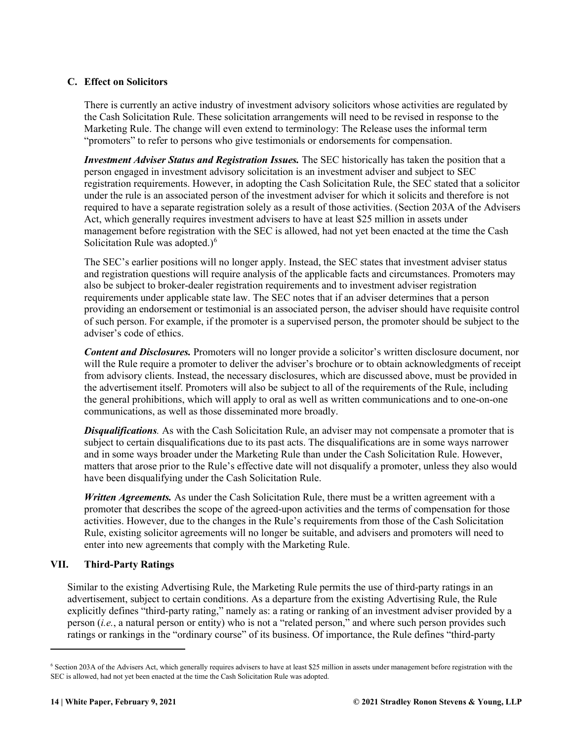### C. Effect on Solicitors

There is currently an active industry of investment advisory solicitors whose activities are regulated by the Cash Solicitation Rule. These solicitation arrangements will need to be revised in response to the Marketing Rule. The change will even extend to terminology: The Release uses the informal term "promoters" to refer to persons who give testimonials or endorsements for compensation.

***Investment Adviser Status and Registration Issues.*** The SEC historically has taken the position that a person engaged in investment advisory solicitation is an investment adviser and subject to SEC registration requirements. However, in adopting the Cash Solicitation Rule, the SEC stated that a solicitor under the rule is an associated person of the investment adviser for which it solicits and therefore is not required to have a separate registration solely as a result of those activities. (Section 203A of the Advisers Act, which generally requires investment advisers to have at least $25 million in assets under management before registration with the SEC is allowed, had not yet been enacted at the time the Cash Solicitation Rule was adopted.)[6]

The SEC's earlier positions will no longer apply. Instead, the SEC states that investment adviser status and registration questions will require analysis of the applicable facts and circumstances. Promoters may also be subject to broker-dealer registration requirements and to investment adviser registration requirements under applicable state law. The SEC notes that if an adviser determines that a person providing an endorsement or testimonial is an associated person, the adviser should have requisite control of such person. For example, if the promoter is a supervised person, the promoter should be subject to the adviser's code of ethics.

***Content and Disclosures.*** Promoters will no longer provide a solicitor's written disclosure document, nor will the Rule require a promoter to deliver the adviser's brochure or to obtain acknowledgments of receipt from advisory clients. Instead, the necessary disclosures, which are discussed above, must be provided in the advertisement itself. Promoters will also be subject to all of the requirements of the Rule, including the general prohibitions, which will apply to oral as well as written communications and to one-on-one communications, as well as those disseminated more broadly.

***Disqualifications.*** As with the Cash Solicitation Rule, an adviser may not compensate a promoter that is subject to certain disqualifications due to its past acts. The disqualifications are in some ways narrower and in some ways broader under the Marketing Rule than under the Cash Solicitation Rule. However, matters that arose prior to the Rule's effective date will not disqualify a promoter, unless they also would have been disqualifying under the Cash Solicitation Rule.

***Written Agreements.*** As under the Cash Solicitation Rule, there must be a written agreement with a promoter that describes the scope of the agreed-upon activities and the terms of compensation for those activities. However, due to the changes in the Rule's requirements from those of the Cash Solicitation Rule, existing solicitor agreements will no longer be suitable, and advisers and promoters will need to enter into new agreements that comply with the Marketing Rule.

## VII. Third-Party Ratings

Similar to the existing Advertising Rule, the Marketing Rule permits the use of third-party ratings in an advertisement, subject to certain conditions. As a departure from the existing Advertising Rule, the Rule explicitly defines "third-party rating," namely as: a rating or ranking of an investment adviser provided by a person (*i.e.*, a natural person or entity) who is not a "related person," and where such person provides such ratings or rankings in the "ordinary course" of its business. Of importance, the Rule defines "third-party

---

[6] Section 203A of the Advisers Act, which generally requires advisers to have at least $25 million in assets under management before registration with the SEC is allowed, had not yet been enacted at the time the Cash Solicitation Rule was adopted.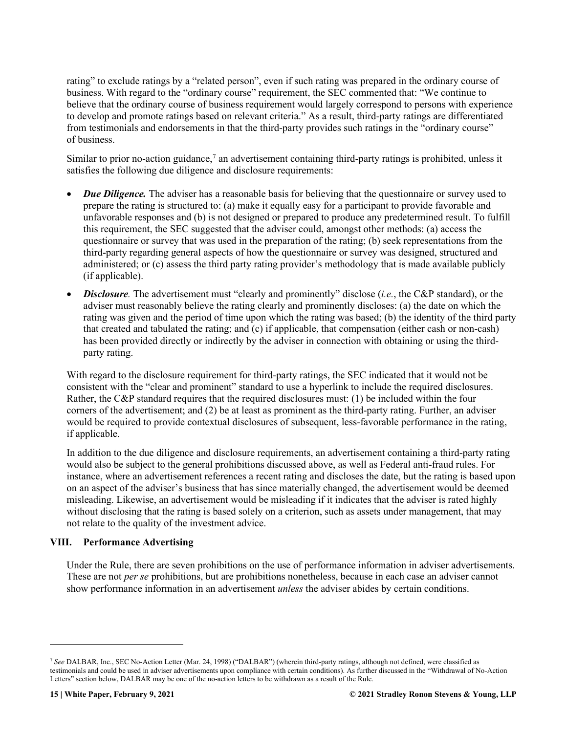rating" to exclude ratings by a "related person", even if such rating was prepared in the ordinary course of business. With regard to the "ordinary course" requirement, the SEC commented that: "We continue to believe that the ordinary course of business requirement would largely correspond to persons with experience to develop and promote ratings based on relevant criteria." As a result, third-party ratings are differentiated from testimonials and endorsements in that the third-party provides such ratings in the "ordinary course" of business.

Similar to prior no-action guidance,[7] an advertisement containing third-party ratings is prohibited, unless it satisfies the following due diligence and disclosure requirements:

- ***Due Diligence.*** The adviser has a reasonable basis for believing that the questionnaire or survey used to prepare the rating is structured to: (a) make it equally easy for a participant to provide favorable and unfavorable responses and (b) is not designed or prepared to produce any predetermined result. To fulfill this requirement, the SEC suggested that the adviser could, amongst other methods: (a) access the questionnaire or survey that was used in the preparation of the rating; (b) seek representations from the third-party regarding general aspects of how the questionnaire or survey was designed, structured and administered; or (c) assess the third party rating provider's methodology that is made available publicly (if applicable).
- ***Disclosure.*** The advertisement must "clearly and prominently" disclose (*i.e.*, the C&P standard), or the adviser must reasonably believe the rating clearly and prominently discloses: (a) the date on which the rating was given and the period of time upon which the rating was based; (b) the identity of the third party that created and tabulated the rating; and (c) if applicable, that compensation (either cash or non-cash) has been provided directly or indirectly by the adviser in connection with obtaining or using the third-party rating.

With regard to the disclosure requirement for third-party ratings, the SEC indicated that it would not be consistent with the "clear and prominent" standard to use a hyperlink to include the required disclosures. Rather, the C&P standard requires that the required disclosures must: (1) be included within the four corners of the advertisement; and (2) be at least as prominent as the third-party rating. Further, an adviser would be required to provide contextual disclosures of subsequent, less-favorable performance in the rating, if applicable.

In addition to the due diligence and disclosure requirements, an advertisement containing a third-party rating would also be subject to the general prohibitions discussed above, as well as Federal anti-fraud rules. For instance, where an advertisement references a recent rating and discloses the date, but the rating is based upon on an aspect of the adviser's business that has since materially changed, the advertisement would be deemed misleading. Likewise, an advertisement would be misleading if it indicates that the adviser is rated highly without disclosing that the rating is based solely on a criterion, such as assets under management, that may not relate to the quality of the investment advice.

## VIII. Performance Advertising

Under the Rule, there are seven prohibitions on the use of performance information in adviser advertisements. These are not *per se* prohibitions, but are prohibitions nonetheless, because in each case an adviser cannot show performance information in an advertisement *unless* the adviser abides by certain conditions.

---

[7] *See* DALBAR, Inc., SEC No-Action Letter (Mar. 24, 1998) ("DALBAR") (wherein third-party ratings, although not defined, were classified as testimonials and could be used in adviser advertisements upon compliance with certain conditions). As further discussed in the "Withdrawal of No-Action Letters" section below, DALBAR may be one of the no-action letters to be withdrawn as a result of the Rule.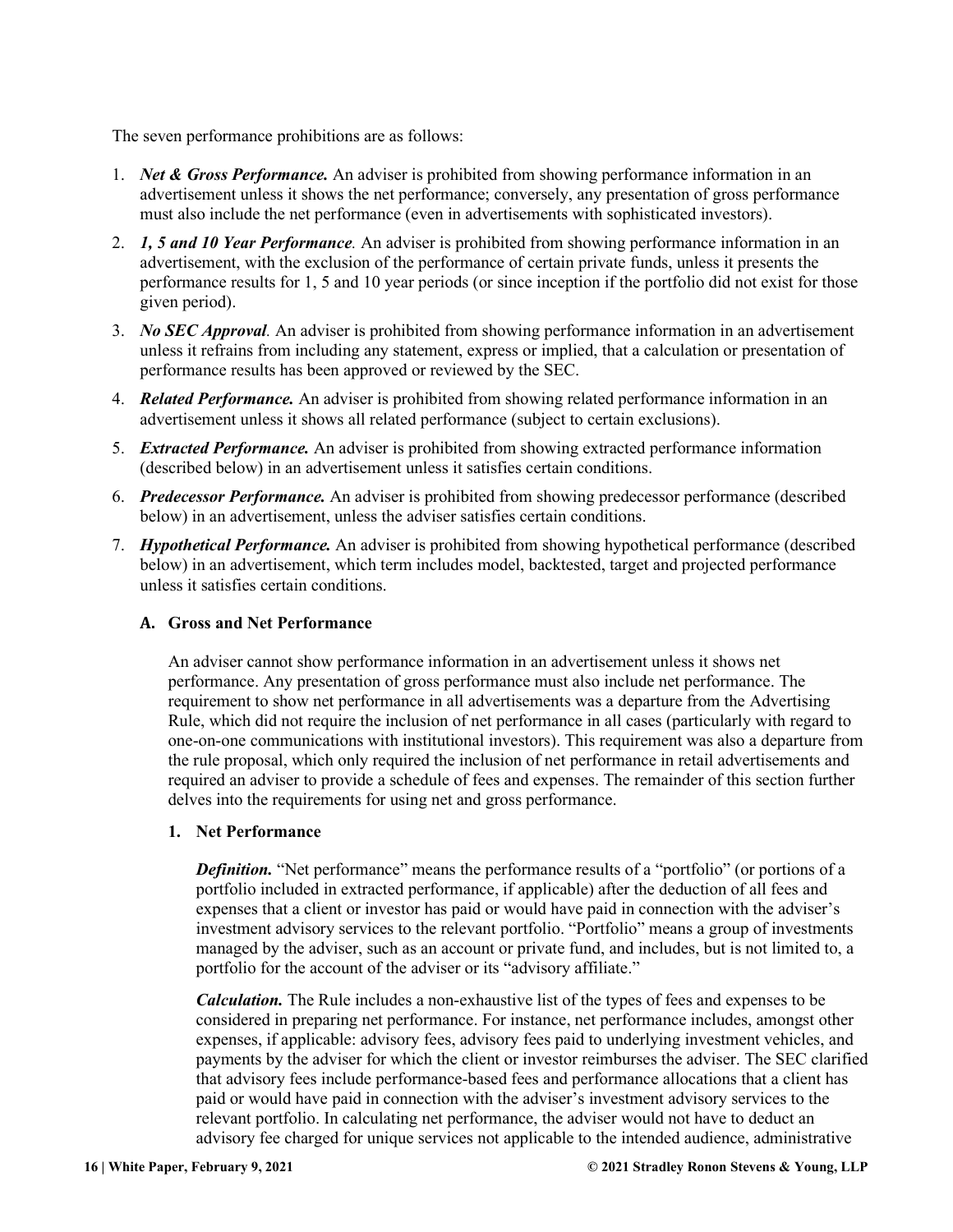The seven performance prohibitions are as follows:

1. ***Net & Gross Performance.*** An adviser is prohibited from showing performance information in an advertisement unless it shows the net performance; conversely, any presentation of gross performance must also include the net performance (even in advertisements with sophisticated investors).
2. ***1, 5 and 10 Year Performance.*** An adviser is prohibited from showing performance information in an advertisement, with the exclusion of the performance of certain private funds, unless it presents the performance results for 1, 5 and 10 year periods (or since inception if the portfolio did not exist for those given period).
3. ***No SEC Approval.*** An adviser is prohibited from showing performance information in an advertisement unless it refrains from including any statement, express or implied, that a calculation or presentation of performance results has been approved or reviewed by the SEC.
4. ***Related Performance.*** An adviser is prohibited from showing related performance information in an advertisement unless it shows all related performance (subject to certain exclusions).
5. ***Extracted Performance.*** An adviser is prohibited from showing extracted performance information (described below) in an advertisement unless it satisfies certain conditions.
6. ***Predecessor Performance.*** An adviser is prohibited from showing predecessor performance (described below) in an advertisement, unless the adviser satisfies certain conditions.
7. ***Hypothetical Performance.*** An adviser is prohibited from showing hypothetical performance (described below) in an advertisement, which term includes model, backtested, target and projected performance unless it satisfies certain conditions.

### A. Gross and Net Performance

An adviser cannot show performance information in an advertisement unless it shows net performance. Any presentation of gross performance must also include net performance. The requirement to show net performance in all advertisements was a departure from the Advertising Rule, which did not require the inclusion of net performance in all cases (particularly with regard to one-on-one communications with institutional investors). This requirement was also a departure from the rule proposal, which only required the inclusion of net performance in retail advertisements and required an adviser to provide a schedule of fees and expenses. The remainder of this section further delves into the requirements for using net and gross performance.

#### 1. Net Performance

***Definition.*** "Net performance" means the performance results of a "portfolio" (or portions of a portfolio included in extracted performance, if applicable) after the deduction of all fees and expenses that a client or investor has paid or would have paid in connection with the adviser's investment advisory services to the relevant portfolio. "Portfolio" means a group of investments managed by the adviser, such as an account or private fund, and includes, but is not limited to, a portfolio for the account of the adviser or its "advisory affiliate."

***Calculation.*** The Rule includes a non-exhaustive list of the types of fees and expenses to be considered in preparing net performance. For instance, net performance includes, amongst other expenses, if applicable: advisory fees, advisory fees paid to underlying investment vehicles, and payments by the adviser for which the client or investor reimburses the adviser. The SEC clarified that advisory fees include performance-based fees and performance allocations that a client has paid or would have paid in connection with the adviser's investment advisory services to the relevant portfolio. In calculating net performance, the adviser would not have to deduct an advisory fee charged for unique services not applicable to the intended audience, administrative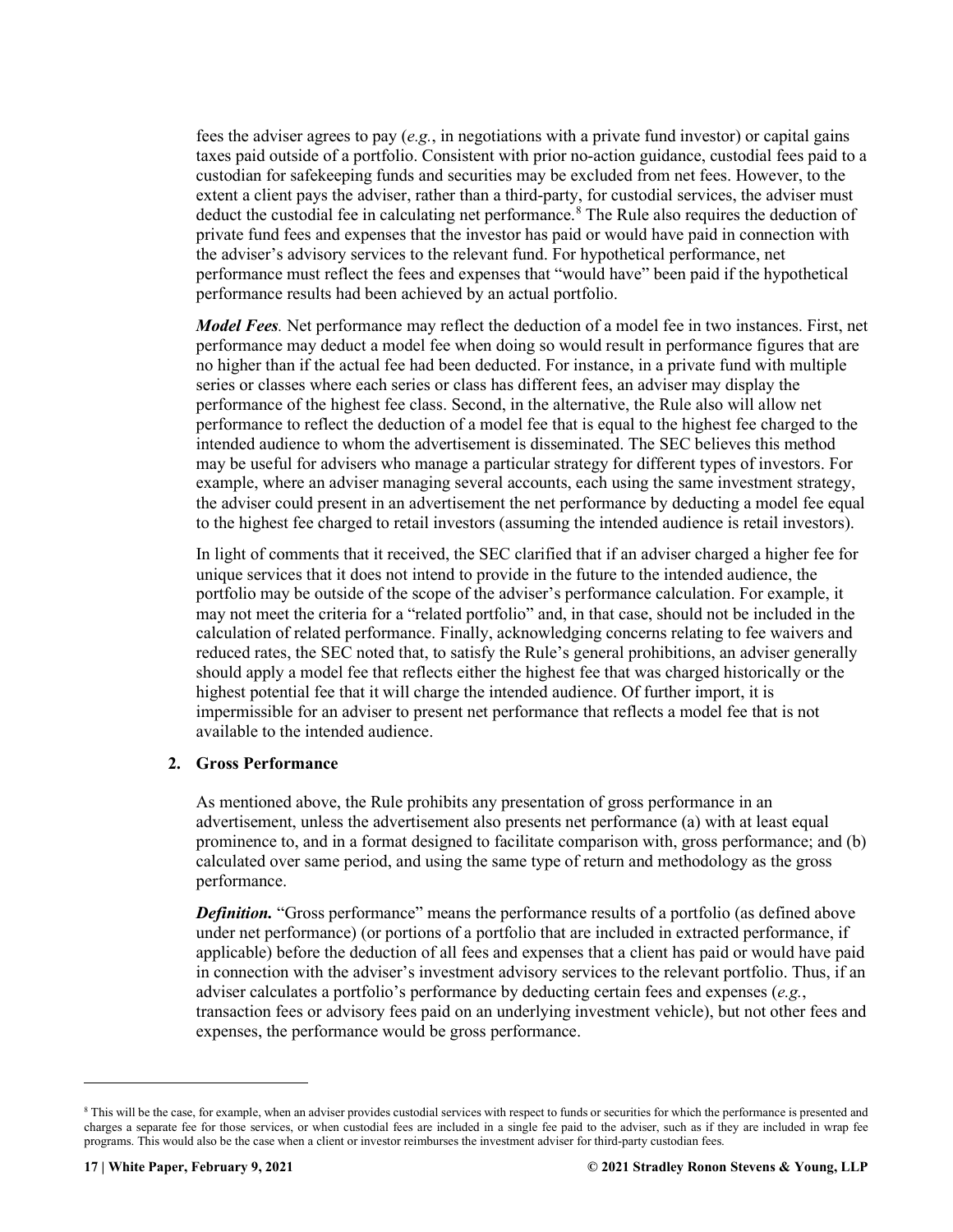fees the adviser agrees to pay (*e.g.*, in negotiations with a private fund investor) or capital gains taxes paid outside of a portfolio. Consistent with prior no-action guidance, custodial fees paid to a custodian for safekeeping funds and securities may be excluded from net fees. However, to the extent a client pays the adviser, rather than a third-party, for custodial services, the adviser must deduct the custodial fee in calculating net performance.[8] The Rule also requires the deduction of private fund fees and expenses that the investor has paid or would have paid in connection with the adviser's advisory services to the relevant fund. For hypothetical performance, net performance must reflect the fees and expenses that "would have" been paid if the hypothetical performance results had been achieved by an actual portfolio.

***Model Fees.*** Net performance may reflect the deduction of a model fee in two instances. First, net performance may deduct a model fee when doing so would result in performance figures that are no higher than if the actual fee had been deducted. For instance, in a private fund with multiple series or classes where each series or class has different fees, an adviser may display the performance of the highest fee class. Second, in the alternative, the Rule also will allow net performance to reflect the deduction of a model fee that is equal to the highest fee charged to the intended audience to whom the advertisement is disseminated. The SEC believes this method may be useful for advisers who manage a particular strategy for different types of investors. For example, where an adviser managing several accounts, each using the same investment strategy, the adviser could present in an advertisement the net performance by deducting a model fee equal to the highest fee charged to retail investors (assuming the intended audience is retail investors).

In light of comments that it received, the SEC clarified that if an adviser charged a higher fee for unique services that it does not intend to provide in the future to the intended audience, the portfolio may be outside of the scope of the adviser's performance calculation. For example, it may not meet the criteria for a "related portfolio" and, in that case, should not be included in the calculation of related performance. Finally, acknowledging concerns relating to fee waivers and reduced rates, the SEC noted that, to satisfy the Rule's general prohibitions, an adviser generally should apply a model fee that reflects either the highest fee that was charged historically or the highest potential fee that it will charge the intended audience. Of further import, it is impermissible for an adviser to present net performance that reflects a model fee that is not available to the intended audience.

**2. Gross Performance**

As mentioned above, the Rule prohibits any presentation of gross performance in an advertisement, unless the advertisement also presents net performance (a) with at least equal prominence to, and in a format designed to facilitate comparison with, gross performance; and (b) calculated over same period, and using the same type of return and methodology as the gross performance.

***Definition.*** "Gross performance" means the performance results of a portfolio (as defined above under net performance) (or portions of a portfolio that are included in extracted performance, if applicable) before the deduction of all fees and expenses that a client has paid or would have paid in connection with the adviser's investment advisory services to the relevant portfolio. Thus, if an adviser calculates a portfolio's performance by deducting certain fees and expenses (*e.g.*, transaction fees or advisory fees paid on an underlying investment vehicle), but not other fees and expenses, the performance would be gross performance.

---

[8] This will be the case, for example, when an adviser provides custodial services with respect to funds or securities for which the performance is presented and charges a separate fee for those services, or when custodial fees are included in a single fee paid to the adviser, such as if they are included in wrap fee programs. This would also be the case when a client or investor reimburses the investment adviser for third-party custodian fees.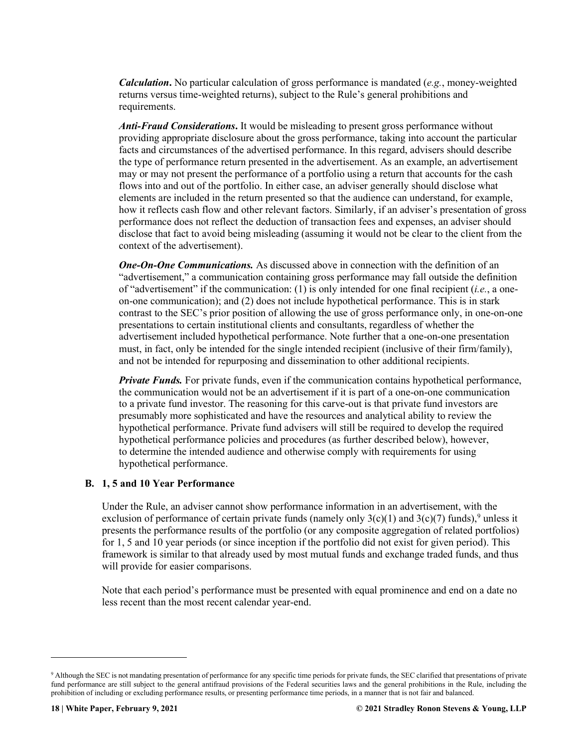***Calculation*.** No particular calculation of gross performance is mandated (*e.g.*, money-weighted returns versus time-weighted returns), subject to the Rule's general prohibitions and requirements.

***Anti-Fraud Considerations*.** It would be misleading to present gross performance without providing appropriate disclosure about the gross performance, taking into account the particular facts and circumstances of the advertised performance. In this regard, advisers should describe the type of performance return presented in the advertisement. As an example, an advertisement may or may not present the performance of a portfolio using a return that accounts for the cash flows into and out of the portfolio. In either case, an adviser generally should disclose what elements are included in the return presented so that the audience can understand, for example, how it reflects cash flow and other relevant factors. Similarly, if an adviser's presentation of gross performance does not reflect the deduction of transaction fees and expenses, an adviser should disclose that fact to avoid being misleading (assuming it would not be clear to the client from the context of the advertisement).

***One-On-One Communications.*** As discussed above in connection with the definition of an "advertisement," a communication containing gross performance may fall outside the definition of "advertisement" if the communication: (1) is only intended for one final recipient (*i.e.*, a one-on-one communication); and (2) does not include hypothetical performance. This is in stark contrast to the SEC's prior position of allowing the use of gross performance only, in one-on-one presentations to certain institutional clients and consultants, regardless of whether the advertisement included hypothetical performance. Note further that a one-on-one presentation must, in fact, only be intended for the single intended recipient (inclusive of their firm/family), and not be intended for repurposing and dissemination to other additional recipients.

***Private Funds.*** For private funds, even if the communication contains hypothetical performance, the communication would not be an advertisement if it is part of a one-on-one communication to a private fund investor. The reasoning for this carve-out is that private fund investors are presumably more sophisticated and have the resources and analytical ability to review the hypothetical performance. Private fund advisers will still be required to develop the required hypothetical performance policies and procedures (as further described below), however, to determine the intended audience and otherwise comply with requirements for using hypothetical performance.

### B. 1, 5 and 10 Year Performance

Under the Rule, an adviser cannot show performance information in an advertisement, with the exclusion of performance of certain private funds (namely only 3(c)(1) and 3(c)(7) funds),[9] unless it presents the performance results of the portfolio (or any composite aggregation of related portfolios) for 1, 5 and 10 year periods (or since inception if the portfolio did not exist for given period). This framework is similar to that already used by most mutual funds and exchange traded funds, and thus will provide for easier comparisons.

Note that each period's performance must be presented with equal prominence and end on a date no less recent than the most recent calendar year-end.

---

[9] Although the SEC is not mandating presentation of performance for any specific time periods for private funds, the SEC clarified that presentations of private fund performance are still subject to the general antifraud provisions of the Federal securities laws and the general prohibitions in the Rule, including the prohibition of including or excluding performance results, or presenting performance time periods, in a manner that is not fair and balanced.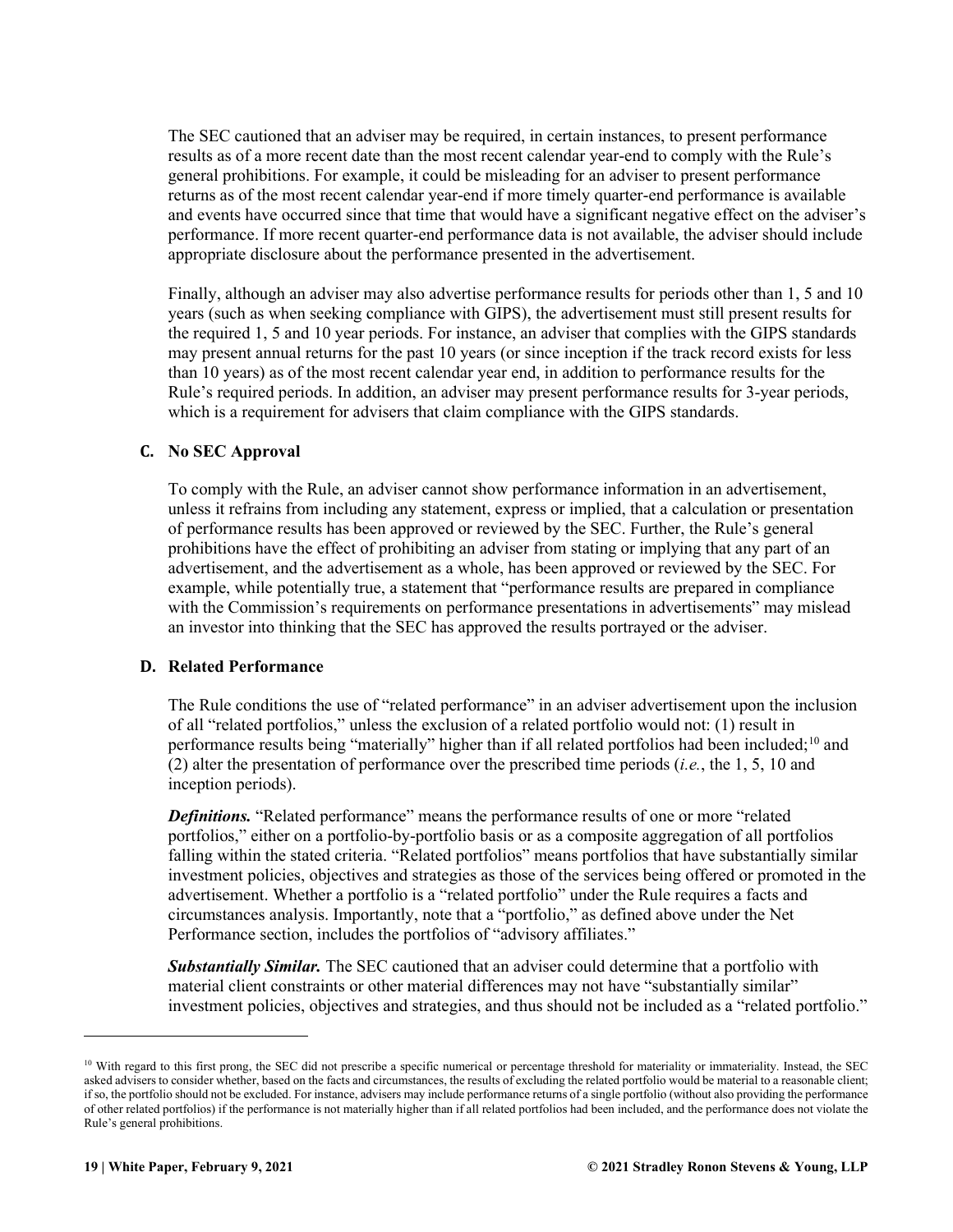The SEC cautioned that an adviser may be required, in certain instances, to present performance results as of a more recent date than the most recent calendar year-end to comply with the Rule's general prohibitions. For example, it could be misleading for an adviser to present performance returns as of the most recent calendar year-end if more timely quarter-end performance is available and events have occurred since that time that would have a significant negative effect on the adviser's performance. If more recent quarter-end performance data is not available, the adviser should include appropriate disclosure about the performance presented in the advertisement.

Finally, although an adviser may also advertise performance results for periods other than 1, 5 and 10 years (such as when seeking compliance with GIPS), the advertisement must still present results for the required 1, 5 and 10 year periods. For instance, an adviser that complies with the GIPS standards may present annual returns for the past 10 years (or since inception if the track record exists for less than 10 years) as of the most recent calendar year end, in addition to performance results for the Rule's required periods. In addition, an adviser may present performance results for 3-year periods, which is a requirement for advisers that claim compliance with the GIPS standards.

### C. No SEC Approval

To comply with the Rule, an adviser cannot show performance information in an advertisement, unless it refrains from including any statement, express or implied, that a calculation or presentation of performance results has been approved or reviewed by the SEC. Further, the Rule's general prohibitions have the effect of prohibiting an adviser from stating or implying that any part of an advertisement, and the advertisement as a whole, has been approved or reviewed by the SEC. For example, while potentially true, a statement that "performance results are prepared in compliance with the Commission's requirements on performance presentations in advertisements" may mislead an investor into thinking that the SEC has approved the results portrayed or the adviser.

### D. Related Performance

The Rule conditions the use of "related performance" in an adviser advertisement upon the inclusion of all "related portfolios," unless the exclusion of a related portfolio would not: (1) result in performance results being "materially" higher than if all related portfolios had been included;[10] and (2) alter the presentation of performance over the prescribed time periods (*i.e.*, the 1, 5, 10 and inception periods).

***Definitions.*** "Related performance" means the performance results of one or more "related portfolios," either on a portfolio-by-portfolio basis or as a composite aggregation of all portfolios falling within the stated criteria. "Related portfolios" means portfolios that have substantially similar investment policies, objectives and strategies as those of the services being offered or promoted in the advertisement. Whether a portfolio is a "related portfolio" under the Rule requires a facts and circumstances analysis. Importantly, note that a "portfolio," as defined above under the Net Performance section, includes the portfolios of "advisory affiliates."

***Substantially Similar.*** The SEC cautioned that an adviser could determine that a portfolio with material client constraints or other material differences may not have "substantially similar" investment policies, objectives and strategies, and thus should not be included as a "related portfolio."

---

[10] With regard to this first prong, the SEC did not prescribe a specific numerical or percentage threshold for materiality or immateriality. Instead, the SEC asked advisers to consider whether, based on the facts and circumstances, the results of excluding the related portfolio would be material to a reasonable client; if so, the portfolio should not be excluded. For instance, advisers may include performance returns of a single portfolio (without also providing the performance of other related portfolios) if the performance is not materially higher than if all related portfolios had been included, and the performance does not violate the Rule's general prohibitions.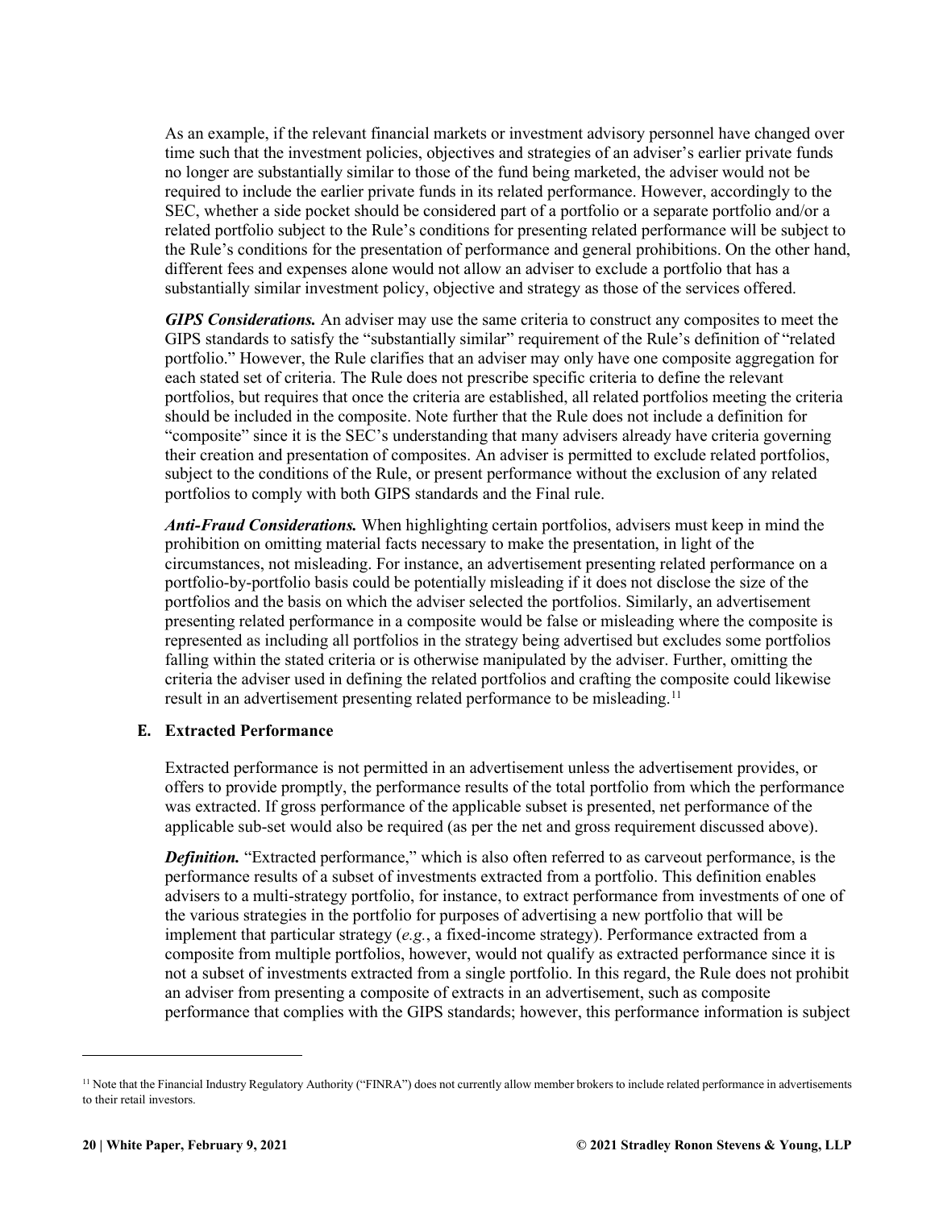As an example, if the relevant financial markets or investment advisory personnel have changed over time such that the investment policies, objectives and strategies of an adviser's earlier private funds no longer are substantially similar to those of the fund being marketed, the adviser would not be required to include the earlier private funds in its related performance. However, accordingly to the SEC, whether a side pocket should be considered part of a portfolio or a separate portfolio and/or a related portfolio subject to the Rule's conditions for presenting related performance will be subject to the Rule's conditions for the presentation of performance and general prohibitions. On the other hand, different fees and expenses alone would not allow an adviser to exclude a portfolio that has a substantially similar investment policy, objective and strategy as those of the services offered.

***GIPS Considerations.*** An adviser may use the same criteria to construct any composites to meet the GIPS standards to satisfy the "substantially similar" requirement of the Rule's definition of "related portfolio." However, the Rule clarifies that an adviser may only have one composite aggregation for each stated set of criteria. The Rule does not prescribe specific criteria to define the relevant portfolios, but requires that once the criteria are established, all related portfolios meeting the criteria should be included in the composite. Note further that the Rule does not include a definition for "composite" since it is the SEC's understanding that many advisers already have criteria governing their creation and presentation of composites. An adviser is permitted to exclude related portfolios, subject to the conditions of the Rule, or present performance without the exclusion of any related portfolios to comply with both GIPS standards and the Final rule.

***Anti-Fraud Considerations.*** When highlighting certain portfolios, advisers must keep in mind the prohibition on omitting material facts necessary to make the presentation, in light of the circumstances, not misleading. For instance, an advertisement presenting related performance on a portfolio-by-portfolio basis could be potentially misleading if it does not disclose the size of the portfolios and the basis on which the adviser selected the portfolios. Similarly, an advertisement presenting related performance in a composite would be false or misleading where the composite is represented as including all portfolios in the strategy being advertised but excludes some portfolios falling within the stated criteria or is otherwise manipulated by the adviser. Further, omitting the criteria the adviser used in defining the related portfolios and crafting the composite could likewise result in an advertisement presenting related performance to be misleading.[11]

### E. Extracted Performance

Extracted performance is not permitted in an advertisement unless the advertisement provides, or offers to provide promptly, the performance results of the total portfolio from which the performance was extracted. If gross performance of the applicable subset is presented, net performance of the applicable sub-set would also be required (as per the net and gross requirement discussed above).

***Definition.*** "Extracted performance," which is also often referred to as carveout performance, is the performance results of a subset of investments extracted from a portfolio. This definition enables advisers to a multi-strategy portfolio, for instance, to extract performance from investments of one of the various strategies in the portfolio for purposes of advertising a new portfolio that will be implement that particular strategy (*e.g.*, a fixed-income strategy). Performance extracted from a composite from multiple portfolios, however, would not qualify as extracted performance since it is not a subset of investments extracted from a single portfolio. In this regard, the Rule does not prohibit an adviser from presenting a composite of extracts in an advertisement, such as composite performance that complies with the GIPS standards; however, this performance information is subject

[11] Note that the Financial Industry Regulatory Authority ("FINRA") does not currently allow member brokers to include related performance in advertisements to their retail investors.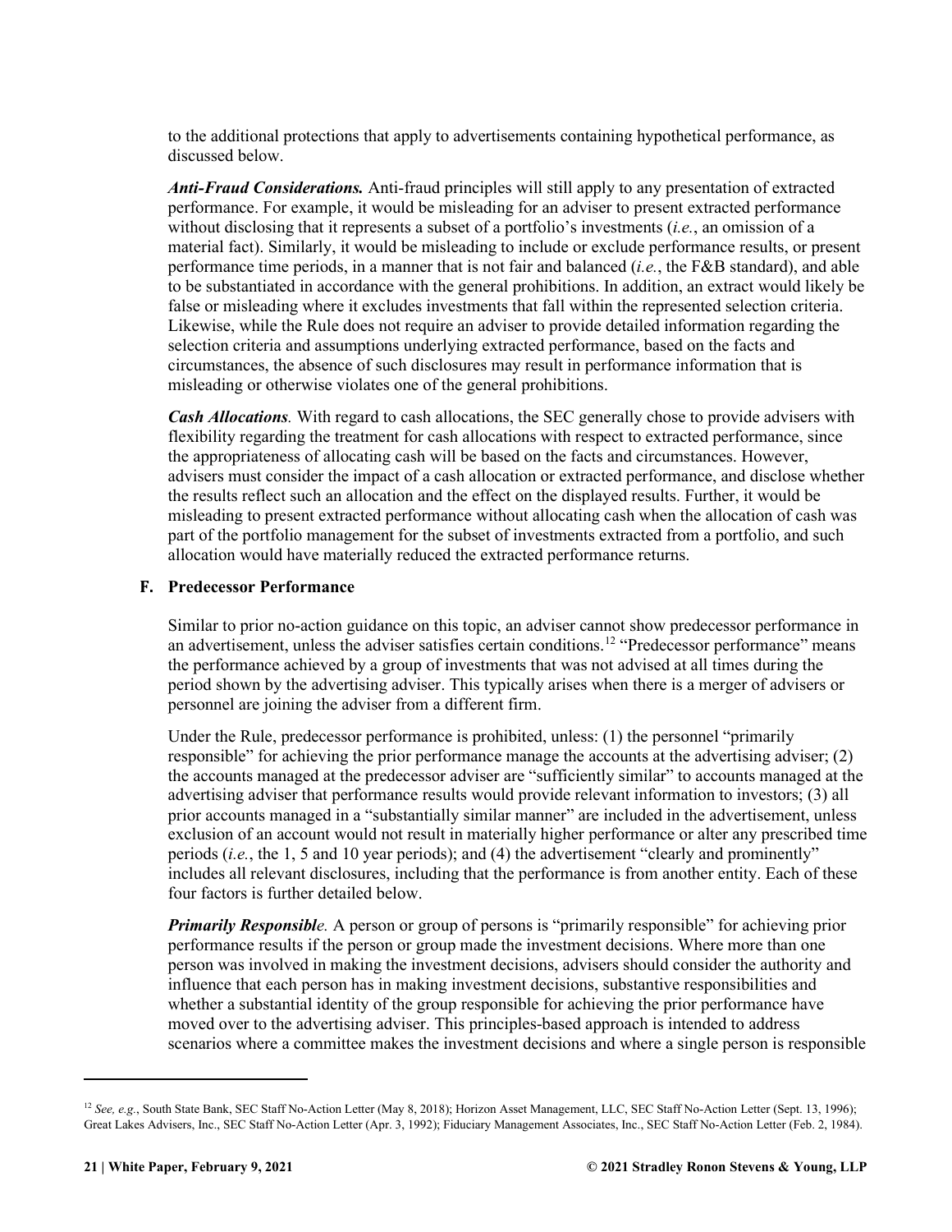to the additional protections that apply to advertisements containing hypothetical performance, as discussed below.

***Anti-Fraud Considerations.*** Anti-fraud principles will still apply to any presentation of extracted performance. For example, it would be misleading for an adviser to present extracted performance without disclosing that it represents a subset of a portfolio's investments (*i.e.*, an omission of a material fact). Similarly, it would be misleading to include or exclude performance results, or present performance time periods, in a manner that is not fair and balanced (*i.e.*, the F&B standard), and able to be substantiated in accordance with the general prohibitions. In addition, an extract would likely be false or misleading where it excludes investments that fall within the represented selection criteria. Likewise, while the Rule does not require an adviser to provide detailed information regarding the selection criteria and assumptions underlying extracted performance, based on the facts and circumstances, the absence of such disclosures may result in performance information that is misleading or otherwise violates one of the general prohibitions.

***Cash Allocations.*** With regard to cash allocations, the SEC generally chose to provide advisers with flexibility regarding the treatment for cash allocations with respect to extracted performance, since the appropriateness of allocating cash will be based on the facts and circumstances. However, advisers must consider the impact of a cash allocation or extracted performance, and disclose whether the results reflect such an allocation and the effect on the displayed results. Further, it would be misleading to present extracted performance without allocating cash when the allocation of cash was part of the portfolio management for the subset of investments extracted from a portfolio, and such allocation would have materially reduced the extracted performance returns.

### F. Predecessor Performance

Similar to prior no-action guidance on this topic, an adviser cannot show predecessor performance in an advertisement, unless the adviser satisfies certain conditions.[12] "Predecessor performance" means the performance achieved by a group of investments that was not advised at all times during the period shown by the advertising adviser. This typically arises when there is a merger of advisers or personnel are joining the adviser from a different firm.

Under the Rule, predecessor performance is prohibited, unless: (1) the personnel "primarily responsible" for achieving the prior performance manage the accounts at the advertising adviser; (2) the accounts managed at the predecessor adviser are "sufficiently similar" to accounts managed at the advertising adviser that performance results would provide relevant information to investors; (3) all prior accounts managed in a "substantially similar manner" are included in the advertisement, unless exclusion of an account would not result in materially higher performance or alter any prescribed time periods (*i.e.*, the 1, 5 and 10 year periods); and (4) the advertisement "clearly and prominently" includes all relevant disclosures, including that the performance is from another entity. Each of these four factors is further detailed below.

***Primarily Responsible.*** A person or group of persons is "primarily responsible" for achieving prior performance results if the person or group made the investment decisions. Where more than one person was involved in making the investment decisions, advisers should consider the authority and influence that each person has in making investment decisions, substantive responsibilities and whether a substantial identity of the group responsible for achieving the prior performance have moved over to the advertising adviser. This principles-based approach is intended to address scenarios where a committee makes the investment decisions and where a single person is responsible

---

[12] *See, e.g.*, South State Bank, SEC Staff No-Action Letter (May 8, 2018); Horizon Asset Management, LLC, SEC Staff No-Action Letter (Sept. 13, 1996); Great Lakes Advisers, Inc., SEC Staff No-Action Letter (Apr. 3, 1992); Fiduciary Management Associates, Inc., SEC Staff No-Action Letter (Feb. 2, 1984).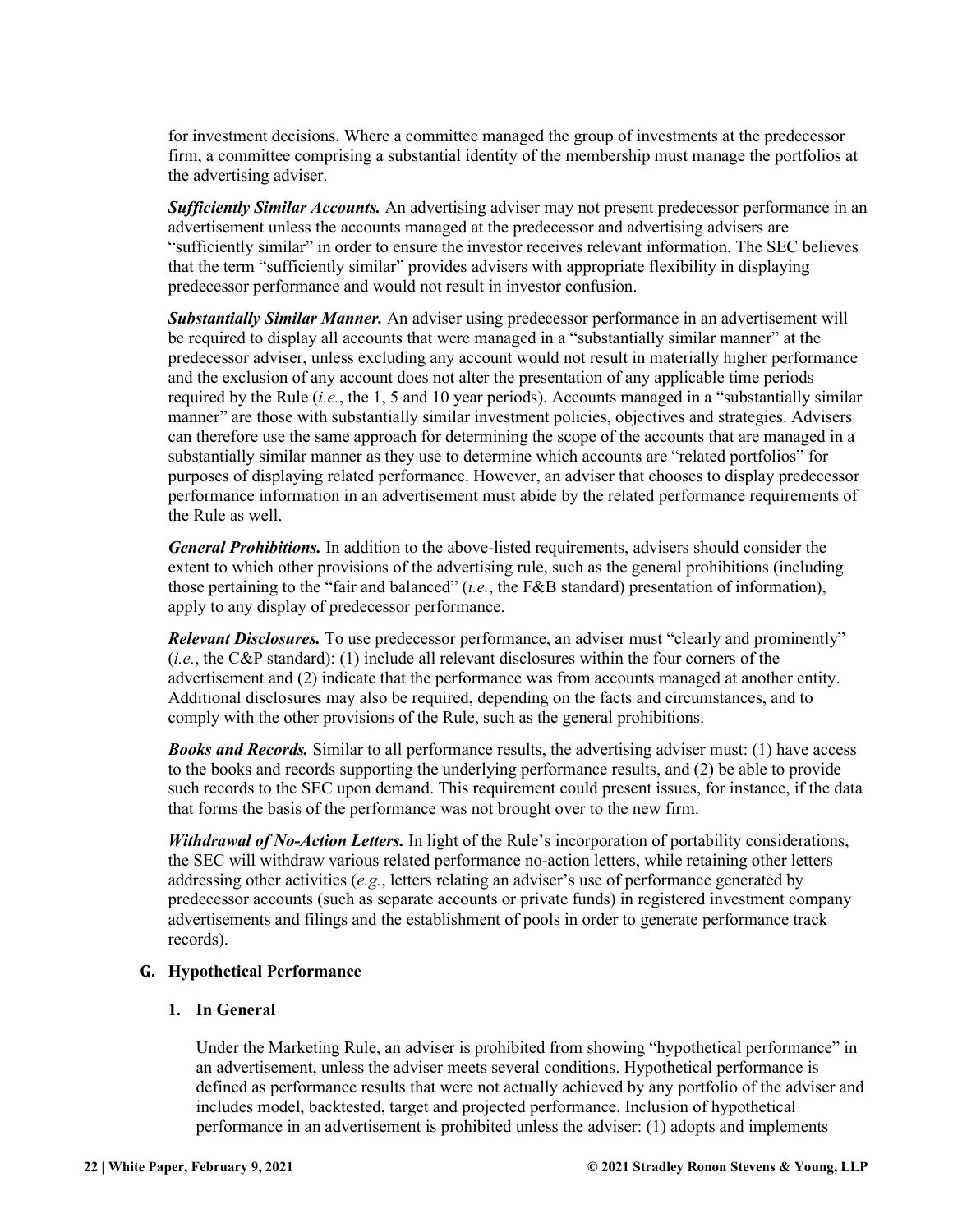for investment decisions. Where a committee managed the group of investments at the predecessor firm, a committee comprising a substantial identity of the membership must manage the portfolios at the advertising adviser.

***Sufficiently Similar Accounts.*** An advertising adviser may not present predecessor performance in an advertisement unless the accounts managed at the predecessor and advertising advisers are "sufficiently similar" in order to ensure the investor receives relevant information. The SEC believes that the term "sufficiently similar" provides advisers with appropriate flexibility in displaying predecessor performance and would not result in investor confusion.

***Substantially Similar Manner.*** An adviser using predecessor performance in an advertisement will be required to display all accounts that were managed in a "substantially similar manner" at the predecessor adviser, unless excluding any account would not result in materially higher performance and the exclusion of any account does not alter the presentation of any applicable time periods required by the Rule (*i.e.*, the 1, 5 and 10 year periods). Accounts managed in a "substantially similar manner" are those with substantially similar investment policies, objectives and strategies. Advisers can therefore use the same approach for determining the scope of the accounts that are managed in a substantially similar manner as they use to determine which accounts are "related portfolios" for purposes of displaying related performance. However, an adviser that chooses to display predecessor performance information in an advertisement must abide by the related performance requirements of the Rule as well.

***General Prohibitions.*** In addition to the above-listed requirements, advisers should consider the extent to which other provisions of the advertising rule, such as the general prohibitions (including those pertaining to the "fair and balanced" (*i.e.*, the F&B standard) presentation of information), apply to any display of predecessor performance.

***Relevant Disclosures.*** To use predecessor performance, an adviser must "clearly and prominently" (*i.e.*, the C&P standard): (1) include all relevant disclosures within the four corners of the advertisement and (2) indicate that the performance was from accounts managed at another entity. Additional disclosures may also be required, depending on the facts and circumstances, and to comply with the other provisions of the Rule, such as the general prohibitions.

***Books and Records.*** Similar to all performance results, the advertising adviser must: (1) have access to the books and records supporting the underlying performance results, and (2) be able to provide such records to the SEC upon demand. This requirement could present issues, for instance, if the data that forms the basis of the performance was not brought over to the new firm.

***Withdrawal of No-Action Letters.*** In light of the Rule's incorporation of portability considerations, the SEC will withdraw various related performance no-action letters, while retaining other letters addressing other activities (*e.g.*, letters relating an adviser's use of performance generated by predecessor accounts (such as separate accounts or private funds) in registered investment company advertisements and filings and the establishment of pools in order to generate performance track records).

### G. Hypothetical Performance

#### 1. In General

Under the Marketing Rule, an adviser is prohibited from showing "hypothetical performance" in an advertisement, unless the adviser meets several conditions. Hypothetical performance is defined as performance results that were not actually achieved by any portfolio of the adviser and includes model, backtested, target and projected performance. Inclusion of hypothetical performance in an advertisement is prohibited unless the adviser: (1) adopts and implements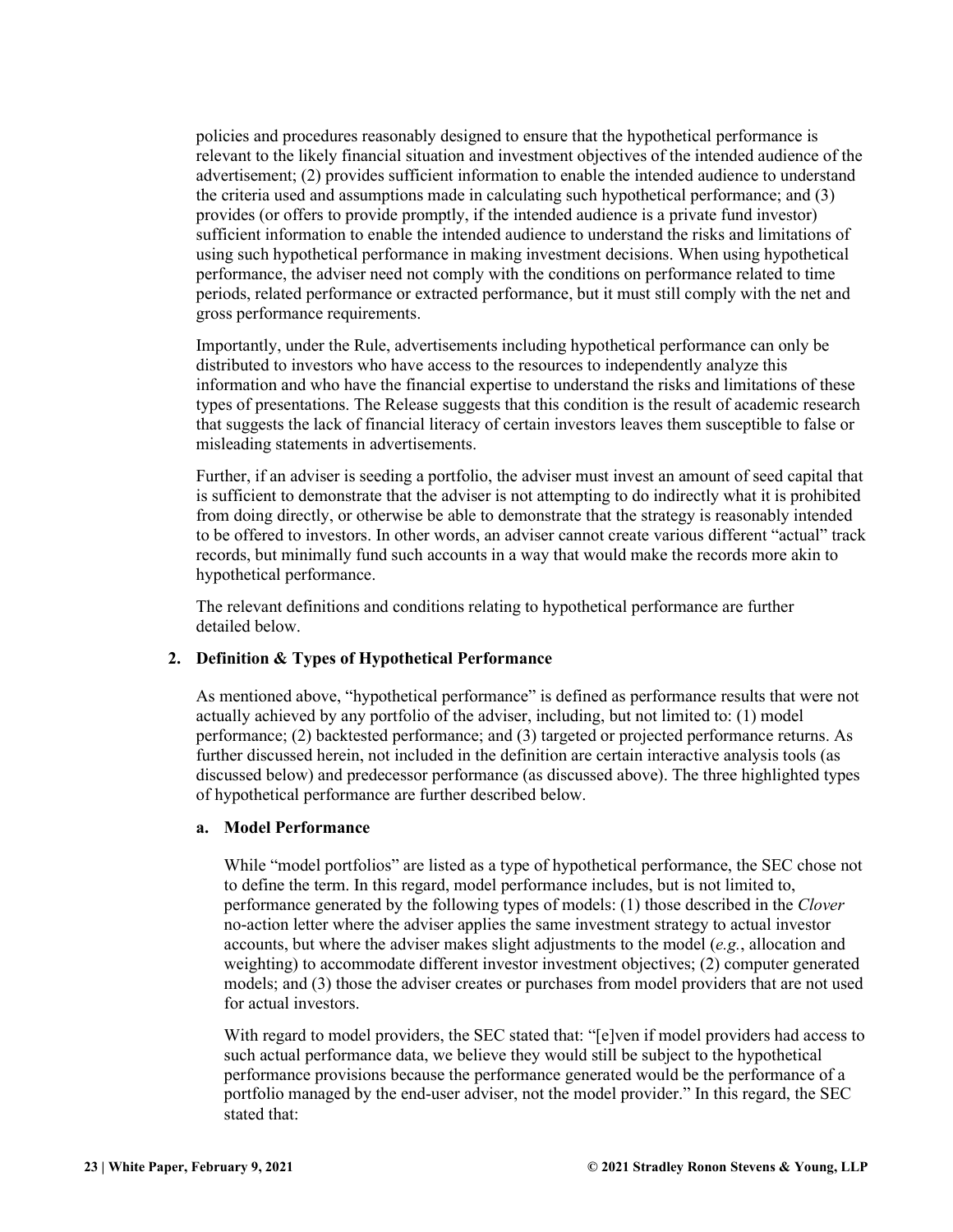policies and procedures reasonably designed to ensure that the hypothetical performance is relevant to the likely financial situation and investment objectives of the intended audience of the advertisement; (2) provides sufficient information to enable the intended audience to understand the criteria used and assumptions made in calculating such hypothetical performance; and (3) provides (or offers to provide promptly, if the intended audience is a private fund investor) sufficient information to enable the intended audience to understand the risks and limitations of using such hypothetical performance in making investment decisions. When using hypothetical performance, the adviser need not comply with the conditions on performance related to time periods, related performance or extracted performance, but it must still comply with the net and gross performance requirements.

Importantly, under the Rule, advertisements including hypothetical performance can only be distributed to investors who have access to the resources to independently analyze this information and who have the financial expertise to understand the risks and limitations of these types of presentations. The Release suggests that this condition is the result of academic research that suggests the lack of financial literacy of certain investors leaves them susceptible to false or misleading statements in advertisements.

Further, if an adviser is seeding a portfolio, the adviser must invest an amount of seed capital that is sufficient to demonstrate that the adviser is not attempting to do indirectly what it is prohibited from doing directly, or otherwise be able to demonstrate that the strategy is reasonably intended to be offered to investors. In other words, an adviser cannot create various different "actual" track records, but minimally fund such accounts in a way that would make the records more akin to hypothetical performance.

The relevant definitions and conditions relating to hypothetical performance are further detailed below.

### 2. Definition & Types of Hypothetical Performance

As mentioned above, "hypothetical performance" is defined as performance results that were not actually achieved by any portfolio of the adviser, including, but not limited to: (1) model performance; (2) backtested performance; and (3) targeted or projected performance returns. As further discussed herein, not included in the definition are certain interactive analysis tools (as discussed below) and predecessor performance (as discussed above). The three highlighted types of hypothetical performance are further described below.

#### a. Model Performance

While "model portfolios" are listed as a type of hypothetical performance, the SEC chose not to define the term. In this regard, model performance includes, but is not limited to, performance generated by the following types of models: (1) those described in the *Clover* no-action letter where the adviser applies the same investment strategy to actual investor accounts, but where the adviser makes slight adjustments to the model (*e.g.*, allocation and weighting) to accommodate different investor investment objectives; (2) computer generated models; and (3) those the adviser creates or purchases from model providers that are not used for actual investors.

With regard to model providers, the SEC stated that: "[e]ven if model providers had access to such actual performance data, we believe they would still be subject to the hypothetical performance provisions because the performance generated would be the performance of a portfolio managed by the end-user adviser, not the model provider." In this regard, the SEC stated that: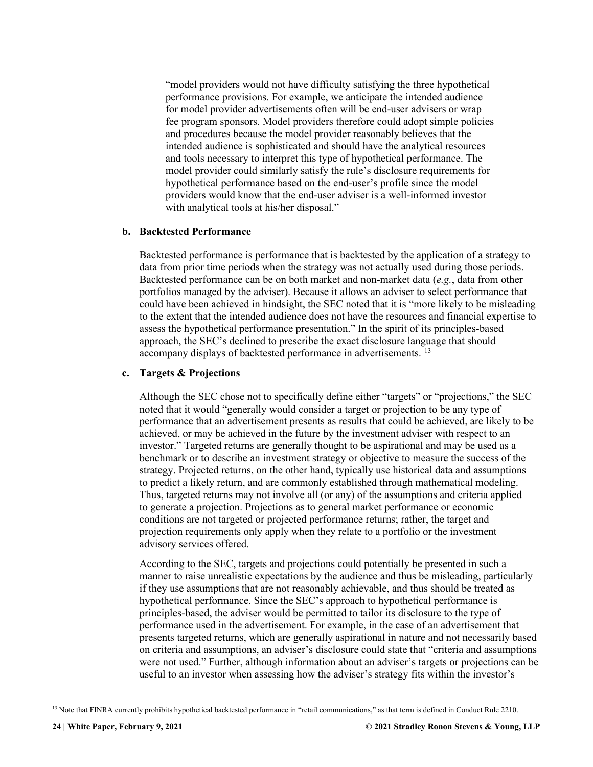> "model providers would not have difficulty satisfying the three hypothetical performance provisions. For example, we anticipate the intended audience for model provider advertisements often will be end-user advisers or wrap fee program sponsors. Model providers therefore could adopt simple policies and procedures because the model provider reasonably believes that the intended audience is sophisticated and should have the analytical resources and tools necessary to interpret this type of hypothetical performance. The model provider could similarly satisfy the rule's disclosure requirements for hypothetical performance based on the end-user's profile since the model providers would know that the end-user adviser is a well-informed investor with analytical tools at his/her disposal."

**b. Backtested Performance**

Backtested performance is performance that is backtested by the application of a strategy to data from prior time periods when the strategy was not actually used during those periods. Backtested performance can be on both market and non-market data (*e.g.*, data from other portfolios managed by the adviser). Because it allows an adviser to select performance that could have been achieved in hindsight, the SEC noted that it is "more likely to be misleading to the extent that the intended audience does not have the resources and financial expertise to assess the hypothetical performance presentation." In the spirit of its principles-based approach, the SEC's declined to prescribe the exact disclosure language that should accompany displays of backtested performance in advertisements. [13]

**c. Targets & Projections**

Although the SEC chose not to specifically define either "targets" or "projections," the SEC noted that it would "generally would consider a target or projection to be any type of performance that an advertisement presents as results that could be achieved, are likely to be achieved, or may be achieved in the future by the investment adviser with respect to an investor." Targeted returns are generally thought to be aspirational and may be used as a benchmark or to describe an investment strategy or objective to measure the success of the strategy. Projected returns, on the other hand, typically use historical data and assumptions to predict a likely return, and are commonly established through mathematical modeling. Thus, targeted returns may not involve all (or any) of the assumptions and criteria applied to generate a projection. Projections as to general market performance or economic conditions are not targeted or projected performance returns; rather, the target and projection requirements only apply when they relate to a portfolio or the investment advisory services offered.

According to the SEC, targets and projections could potentially be presented in such a manner to raise unrealistic expectations by the audience and thus be misleading, particularly if they use assumptions that are not reasonably achievable, and thus should be treated as hypothetical performance. Since the SEC's approach to hypothetical performance is principles-based, the adviser would be permitted to tailor its disclosure to the type of performance used in the advertisement. For example, in the case of an advertisement that presents targeted returns, which are generally aspirational in nature and not necessarily based on criteria and assumptions, an adviser's disclosure could state that "criteria and assumptions were not used." Further, although information about an adviser's targets or projections can be useful to an investor when assessing how the adviser's strategy fits within the investor's

---

[13] Note that FINRA currently prohibits hypothetical backtested performance in "retail communications," as that term is defined in Conduct Rule 2210.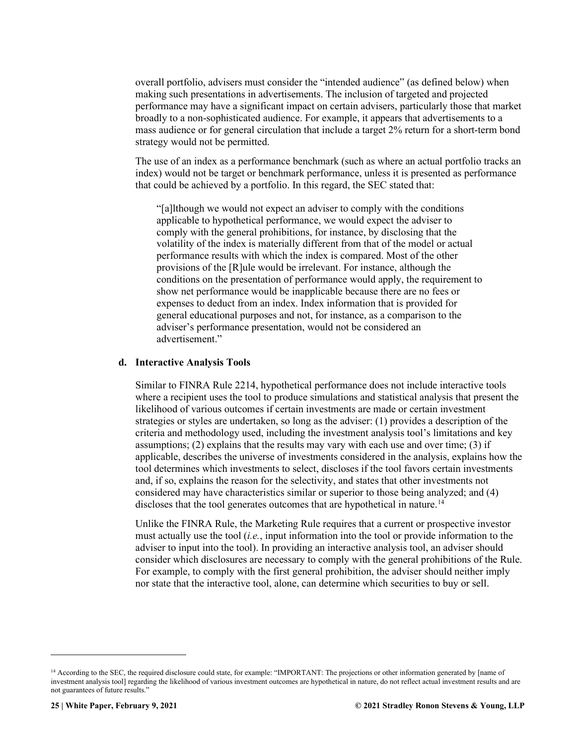overall portfolio, advisers must consider the "intended audience" (as defined below) when making such presentations in advertisements. The inclusion of targeted and projected performance may have a significant impact on certain advisers, particularly those that market broadly to a non-sophisticated audience. For example, it appears that advertisements to a mass audience or for general circulation that include a target 2% return for a short-term bond strategy would not be permitted.

The use of an index as a performance benchmark (such as where an actual portfolio tracks an index) would not be target or benchmark performance, unless it is presented as performance that could be achieved by a portfolio. In this regard, the SEC stated that:

> "[a]lthough we would not expect an adviser to comply with the conditions applicable to hypothetical performance, we would expect the adviser to comply with the general prohibitions, for instance, by disclosing that the volatility of the index is materially different from that of the model or actual performance results with which the index is compared. Most of the other provisions of the [R]ule would be irrelevant. For instance, although the conditions on the presentation of performance would apply, the requirement to show net performance would be inapplicable because there are no fees or expenses to deduct from an index. Index information that is provided for general educational purposes and not, for instance, as a comparison to the adviser's performance presentation, would not be considered an advertisement."

#### d. Interactive Analysis Tools

Similar to FINRA Rule 2214, hypothetical performance does not include interactive tools where a recipient uses the tool to produce simulations and statistical analysis that present the likelihood of various outcomes if certain investments are made or certain investment strategies or styles are undertaken, so long as the adviser: (1) provides a description of the criteria and methodology used, including the investment analysis tool's limitations and key assumptions; (2) explains that the results may vary with each use and over time; (3) if applicable, describes the universe of investments considered in the analysis, explains how the tool determines which investments to select, discloses if the tool favors certain investments and, if so, explains the reason for the selectivity, and states that other investments not considered may have characteristics similar or superior to those being analyzed; and (4) discloses that the tool generates outcomes that are hypothetical in nature.[14]

Unlike the FINRA Rule, the Marketing Rule requires that a current or prospective investor must actually use the tool (*i.e.*, input information into the tool or provide information to the adviser to input into the tool). In providing an interactive analysis tool, an adviser should consider which disclosures are necessary to comply with the general prohibitions of the Rule. For example, to comply with the first general prohibition, the adviser should neither imply nor state that the interactive tool, alone, can determine which securities to buy or sell.

---

[14] According to the SEC, the required disclosure could state, for example: "IMPORTANT: The projections or other information generated by [name of investment analysis tool] regarding the likelihood of various investment outcomes are hypothetical in nature, do not reflect actual investment results and are not guarantees of future results."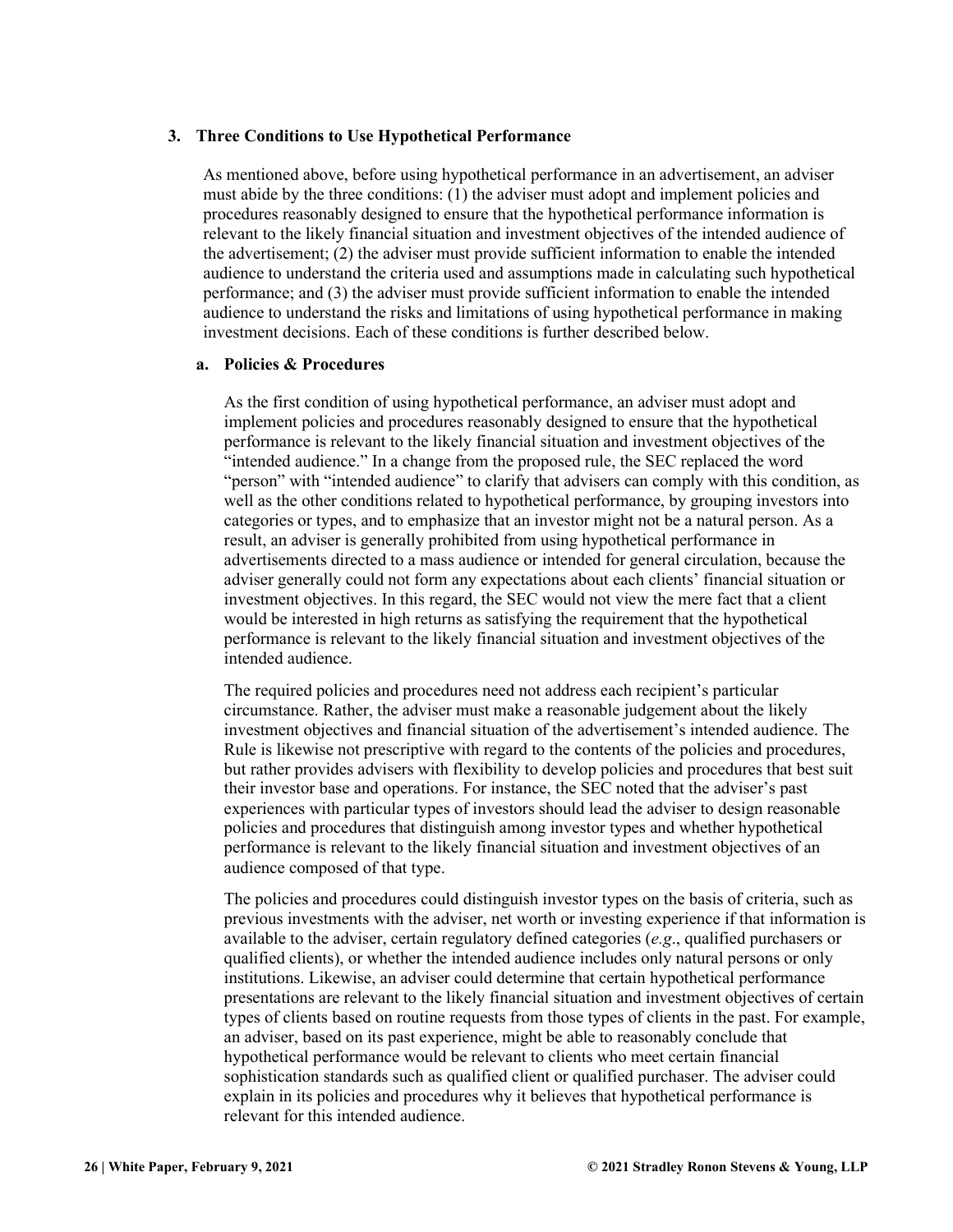### 3. Three Conditions to Use Hypothetical Performance

As mentioned above, before using hypothetical performance in an advertisement, an adviser must abide by the three conditions: (1) the adviser must adopt and implement policies and procedures reasonably designed to ensure that the hypothetical performance information is relevant to the likely financial situation and investment objectives of the intended audience of the advertisement; (2) the adviser must provide sufficient information to enable the intended audience to understand the criteria used and assumptions made in calculating such hypothetical performance; and (3) the adviser must provide sufficient information to enable the intended audience to understand the risks and limitations of using hypothetical performance in making investment decisions. Each of these conditions is further described below.

#### a. Policies & Procedures

As the first condition of using hypothetical performance, an adviser must adopt and implement policies and procedures reasonably designed to ensure that the hypothetical performance is relevant to the likely financial situation and investment objectives of the "intended audience." In a change from the proposed rule, the SEC replaced the word "person" with "intended audience" to clarify that advisers can comply with this condition, as well as the other conditions related to hypothetical performance, by grouping investors into categories or types, and to emphasize that an investor might not be a natural person. As a result, an adviser is generally prohibited from using hypothetical performance in advertisements directed to a mass audience or intended for general circulation, because the adviser generally could not form any expectations about each clients' financial situation or investment objectives. In this regard, the SEC would not view the mere fact that a client would be interested in high returns as satisfying the requirement that the hypothetical performance is relevant to the likely financial situation and investment objectives of the intended audience.

The required policies and procedures need not address each recipient's particular circumstance. Rather, the adviser must make a reasonable judgement about the likely investment objectives and financial situation of the advertisement's intended audience. The Rule is likewise not prescriptive with regard to the contents of the policies and procedures, but rather provides advisers with flexibility to develop policies and procedures that best suit their investor base and operations. For instance, the SEC noted that the adviser's past experiences with particular types of investors should lead the adviser to design reasonable policies and procedures that distinguish among investor types and whether hypothetical performance is relevant to the likely financial situation and investment objectives of an audience composed of that type.

The policies and procedures could distinguish investor types on the basis of criteria, such as previous investments with the adviser, net worth or investing experience if that information is available to the adviser, certain regulatory defined categories (*e.g*., qualified purchasers or qualified clients), or whether the intended audience includes only natural persons or only institutions. Likewise, an adviser could determine that certain hypothetical performance presentations are relevant to the likely financial situation and investment objectives of certain types of clients based on routine requests from those types of clients in the past. For example, an adviser, based on its past experience, might be able to reasonably conclude that hypothetical performance would be relevant to clients who meet certain financial sophistication standards such as qualified client or qualified purchaser. The adviser could explain in its policies and procedures why it believes that hypothetical performance is relevant for this intended audience.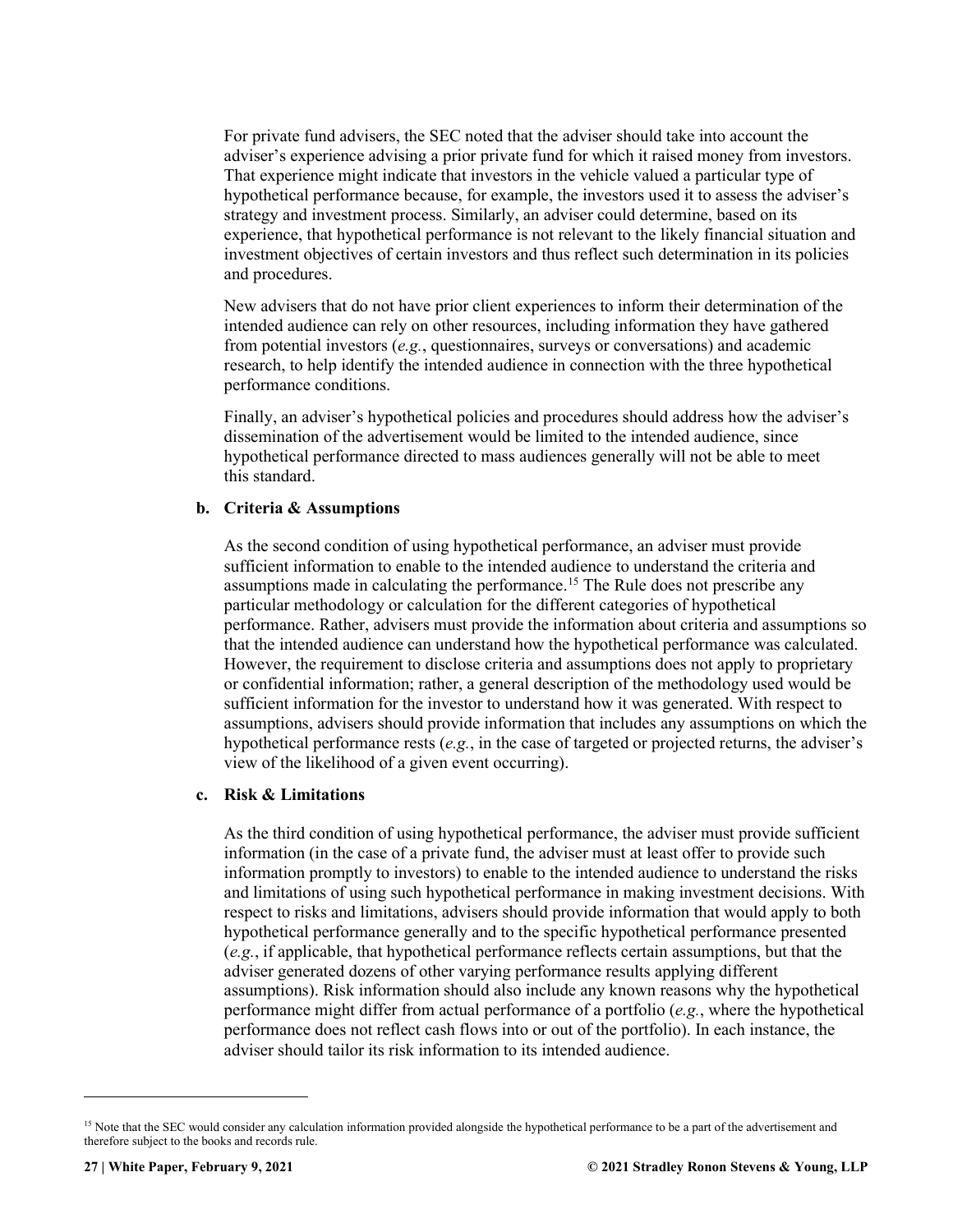For private fund advisers, the SEC noted that the adviser should take into account the adviser's experience advising a prior private fund for which it raised money from investors. That experience might indicate that investors in the vehicle valued a particular type of hypothetical performance because, for example, the investors used it to assess the adviser's strategy and investment process. Similarly, an adviser could determine, based on its experience, that hypothetical performance is not relevant to the likely financial situation and investment objectives of certain investors and thus reflect such determination in its policies and procedures.

New advisers that do not have prior client experiences to inform their determination of the intended audience can rely on other resources, including information they have gathered from potential investors (*e.g.*, questionnaires, surveys or conversations) and academic research, to help identify the intended audience in connection with the three hypothetical performance conditions.

Finally, an adviser's hypothetical policies and procedures should address how the adviser's dissemination of the advertisement would be limited to the intended audience, since hypothetical performance directed to mass audiences generally will not be able to meet this standard.

**b. Criteria & Assumptions**

As the second condition of using hypothetical performance, an adviser must provide sufficient information to enable to the intended audience to understand the criteria and assumptions made in calculating the performance.[15] The Rule does not prescribe any particular methodology or calculation for the different categories of hypothetical performance. Rather, advisers must provide the information about criteria and assumptions so that the intended audience can understand how the hypothetical performance was calculated. However, the requirement to disclose criteria and assumptions does not apply to proprietary or confidential information; rather, a general description of the methodology used would be sufficient information for the investor to understand how it was generated. With respect to assumptions, advisers should provide information that includes any assumptions on which the hypothetical performance rests (*e.g.*, in the case of targeted or projected returns, the adviser's view of the likelihood of a given event occurring).

**c. Risk & Limitations**

As the third condition of using hypothetical performance, the adviser must provide sufficient information (in the case of a private fund, the adviser must at least offer to provide such information promptly to investors) to enable to the intended audience to understand the risks and limitations of using such hypothetical performance in making investment decisions. With respect to risks and limitations, advisers should provide information that would apply to both hypothetical performance generally and to the specific hypothetical performance presented (*e.g.*, if applicable, that hypothetical performance reflects certain assumptions, but that the adviser generated dozens of other varying performance results applying different assumptions). Risk information should also include any known reasons why the hypothetical performance might differ from actual performance of a portfolio (*e.g.*, where the hypothetical performance does not reflect cash flows into or out of the portfolio). In each instance, the adviser should tailor its risk information to its intended audience.

---

[15] Note that the SEC would consider any calculation information provided alongside the hypothetical performance to be a part of the advertisement and therefore subject to the books and records rule.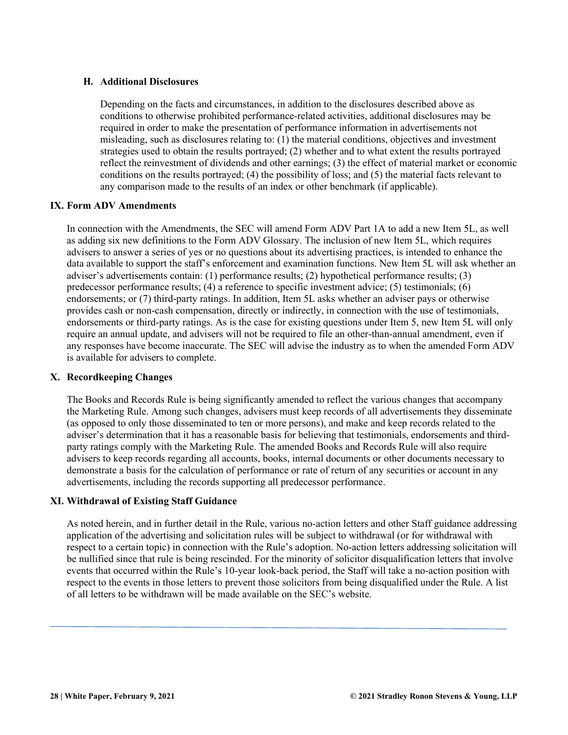### H. Additional Disclosures

Depending on the facts and circumstances, in addition to the disclosures described above as conditions to otherwise prohibited performance-related activities, additional disclosures may be required in order to make the presentation of performance information in advertisements not misleading, such as disclosures relating to: (1) the material conditions, objectives and investment strategies used to obtain the results portrayed; (2) whether and to what extent the results portrayed reflect the reinvestment of dividends and other earnings; (3) the effect of material market or economic conditions on the results portrayed; (4) the possibility of loss; and (5) the material facts relevant to any comparison made to the results of an index or other benchmark (if applicable).

## IX. Form ADV Amendments

In connection with the Amendments, the SEC will amend Form ADV Part 1A to add a new Item 5L, as well as adding six new definitions to the Form ADV Glossary. The inclusion of new Item 5L, which requires advisers to answer a series of yes or no questions about its advertising practices, is intended to enhance the data available to support the staff's enforcement and examination functions. New Item 5L will ask whether an adviser's advertisements contain: (1) performance results; (2) hypothetical performance results; (3) predecessor performance results; (4) a reference to specific investment advice; (5) testimonials; (6) endorsements; or (7) third-party ratings. In addition, Item 5L asks whether an adviser pays or otherwise provides cash or non-cash compensation, directly or indirectly, in connection with the use of testimonials, endorsements or third-party ratings. As is the case for existing questions under Item 5, new Item 5L will only require an annual update, and advisers will not be required to file an other-than-annual amendment, even if any responses have become inaccurate. The SEC will advise the industry as to when the amended Form ADV is available for advisers to complete.

## X. Recordkeeping Changes

The Books and Records Rule is being significantly amended to reflect the various changes that accompany the Marketing Rule. Among such changes, advisers must keep records of all advertisements they disseminate (as opposed to only those disseminated to ten or more persons), and make and keep records related to the adviser's determination that it has a reasonable basis for believing that testimonials, endorsements and third-party ratings comply with the Marketing Rule. The amended Books and Records Rule will also require advisers to keep records regarding all accounts, books, internal documents or other documents necessary to demonstrate a basis for the calculation of performance or rate of return of any securities or account in any advertisements, including the records supporting all predecessor performance.

## XI. Withdrawal of Existing Staff Guidance

As noted herein, and in further detail in the Rule, various no-action letters and other Staff guidance addressing application of the advertising and solicitation rules will be subject to withdrawal (or for withdrawal with respect to a certain topic) in connection with the Rule's adoption. No-action letters addressing solicitation will be nullified since that rule is being rescinded. For the minority of solicitor disqualification letters that involve events that occurred within the Rule's 10-year look-back period, the Staff will take a no-action position with respect to the events in those letters to prevent those solicitors from being disqualified under the Rule. A list of all letters to be withdrawn will be made available on the SEC's website.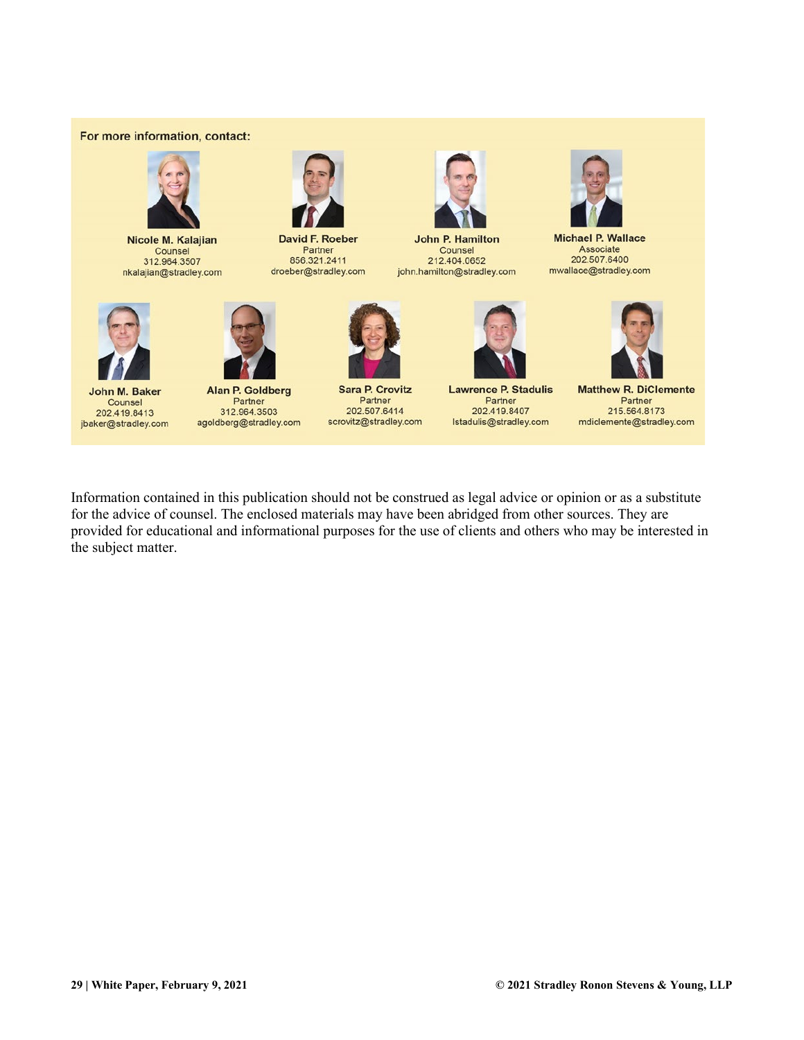For more information, contact:

**Nicole M. Kalajian**
Counsel
312.964.3507
nkalajian@stradley.com

**David F. Roeber**
Partner
856.321.2411
droeber@stradley.com

**John P. Hamilton**
Counsel
212.404.0652
john.hamilton@stradley.com

**Michael P. Wallace**
Associate
202.507.6400
mwallace@stradley.com

**John M. Baker**
Counsel
202.419.8413
jbaker@stradley.com

**Alan P. Goldberg**
Partner
312.964.3503
agoldberg@stradley.com

**Sara P. Crovitz**
Partner
202.507.6414
scrovitz@stradley.com

**Lawrence P. Stadulis**
Partner
202.419.8407
lstadulis@stradley.com

**Matthew R. DiClemente**
Partner
215.564.8173
mdiclemente@stradley.com

Information contained in this publication should not be construed as legal advice or opinion or as a substitute for the advice of counsel. The enclosed materials may have been abridged from other sources. They are provided for educational and informational purposes for the use of clients and others who may be interested in the subject matter.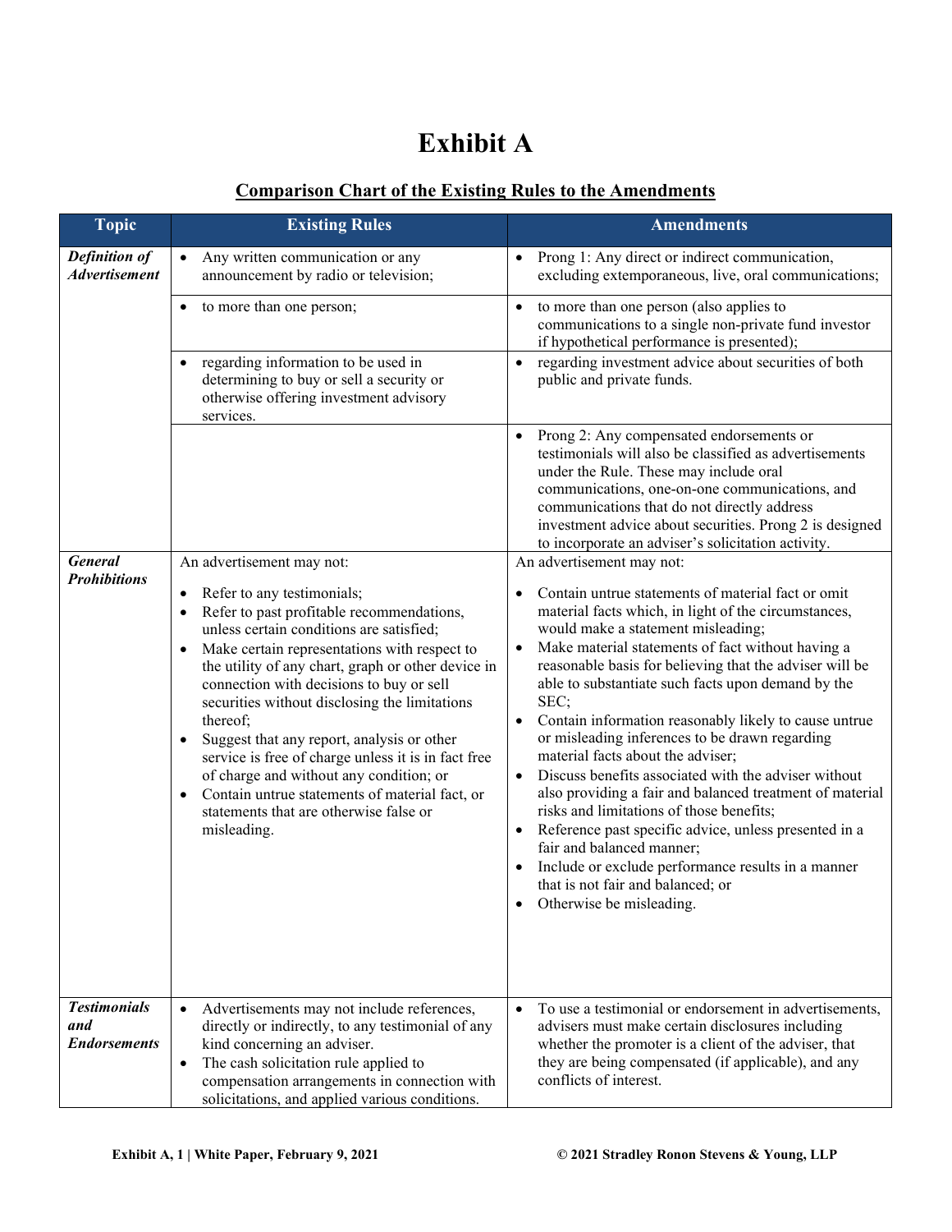# Exhibit A

## Comparison Chart of the Existing Rules to the Amendments

| Topic | Existing Rules | Amendments |
|---|---|---|
| ***Definition of Advertisement*** | • Any written communication or any announcement by radio or television; | • Prong 1: Any direct or indirect communication, excluding extemporaneous, live, oral communications; |
| | • to more than one person; | • to more than one person (also applies to communications to a single non-private fund investor if hypothetical performance is presented); |
| | • regarding information to be used in determining to buy or sell a security or otherwise offering investment advisory services. | • regarding investment advice about securities of both public and private funds. |
| | | • Prong 2: Any compensated endorsements or testimonials will also be classified as advertisements under the Rule. These may include oral communications, one-on-one communications, and communications that do not directly address investment advice about securities. Prong 2 is designed to incorporate an adviser's solicitation activity. |
| ***General Prohibitions*** | An advertisement may not:<br>• Refer to any testimonials;<br>• Refer to past profitable recommendations, unless certain conditions are satisfied;<br>• Make certain representations with respect to the utility of any chart, graph or other device in connection with decisions to buy or sell securities without disclosing the limitations thereof;<br>• Suggest that any report, analysis or other service is free of charge unless it is in fact free of charge and without any condition; or<br>• Contain untrue statements of material fact, or statements that are otherwise false or misleading. | An advertisement may not:<br>• Contain untrue statements of material fact or omit material facts which, in light of the circumstances, would make a statement misleading;<br>• Make material statements of fact without having a reasonable basis for believing that the adviser will be able to substantiate such facts upon demand by the SEC;<br>• Contain information reasonably likely to cause untrue or misleading inferences to be drawn regarding material facts about the adviser;<br>• Discuss benefits associated with the adviser without also providing a fair and balanced treatment of material risks and limitations of those benefits;<br>• Reference past specific advice, unless presented in a fair and balanced manner;<br>• Include or exclude performance results in a manner that is not fair and balanced; or<br>• Otherwise be misleading. |
| ***Testimonials and Endorsements*** | • Advertisements may not include references, directly or indirectly, to any testimonial of any kind concerning an adviser.<br>• The cash solicitation rule applied to compensation arrangements in connection with solicitations, and applied various conditions. | • To use a testimonial or endorsement in advertisements, advisers must make certain disclosures including whether the promoter is a client of the adviser, that they are being compensated (if applicable), and any conflicts of interest. |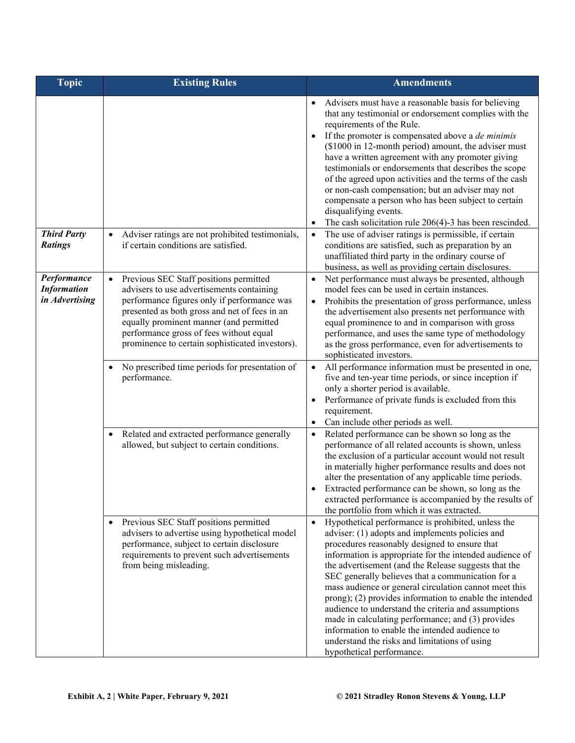| Topic | Existing Rules | Amendments |
|---|---|---|
| | | • Advisers must have a reasonable basis for believing that any testimonial or endorsement complies with the requirements of the Rule.<br>• If the promoter is compensated above a *de minimis* ($1000 in 12-month period) amount, the adviser must have a written agreement with any promoter giving testimonials or endorsements that describes the scope of the agreed upon activities and the terms of the cash or non-cash compensation; but an adviser may not compensate a person who has been subject to certain disqualifying events.<br>• The cash solicitation rule 206(4)-3 has been rescinded. |
| ***Third Party Ratings*** | • Adviser ratings are not prohibited testimonials, if certain conditions are satisfied. | • The use of adviser ratings is permissible, if certain conditions are satisfied, such as preparation by an unaffiliated third party in the ordinary course of business, as well as providing certain disclosures. |
| ***Performance Information in Advertising*** | • Previous SEC Staff positions permitted advisers to use advertisements containing performance figures only if performance was presented as both gross and net of fees in an equally prominent manner (and permitted performance gross of fees without equal prominence to certain sophisticated investors). | • Net performance must always be presented, although model fees can be used in certain instances.<br>• Prohibits the presentation of gross performance, unless the advertisement also presents net performance with equal prominence to and in comparison with gross performance, and uses the same type of methodology as the gross performance, even for advertisements to sophisticated investors. |
| | • No prescribed time periods for presentation of performance. | • All performance information must be presented in one, five and ten-year time periods, or since inception if only a shorter period is available.<br>• Performance of private funds is excluded from this requirement.<br>• Can include other periods as well. |
| | • Related and extracted performance generally allowed, but subject to certain conditions. | • Related performance can be shown so long as the performance of all related accounts is shown, unless the exclusion of a particular account would not result in materially higher performance results and does not alter the presentation of any applicable time periods.<br>• Extracted performance can be shown, so long as the extracted performance is accompanied by the results of the portfolio from which it was extracted. |
| | • Previous SEC Staff positions permitted advisers to advertise using hypothetical model performance, subject to certain disclosure requirements to prevent such advertisements from being misleading. | • Hypothetical performance is prohibited, unless the adviser: (1) adopts and implements policies and procedures reasonably designed to ensure that information is appropriate for the intended audience of the advertisement (and the Release suggests that the SEC generally believes that a communication for a mass audience or general circulation cannot meet this prong); (2) provides information to enable the intended audience to understand the criteria and assumptions made in calculating performance; and (3) provides information to enable the intended audience to understand the risks and limitations of using hypothetical performance. |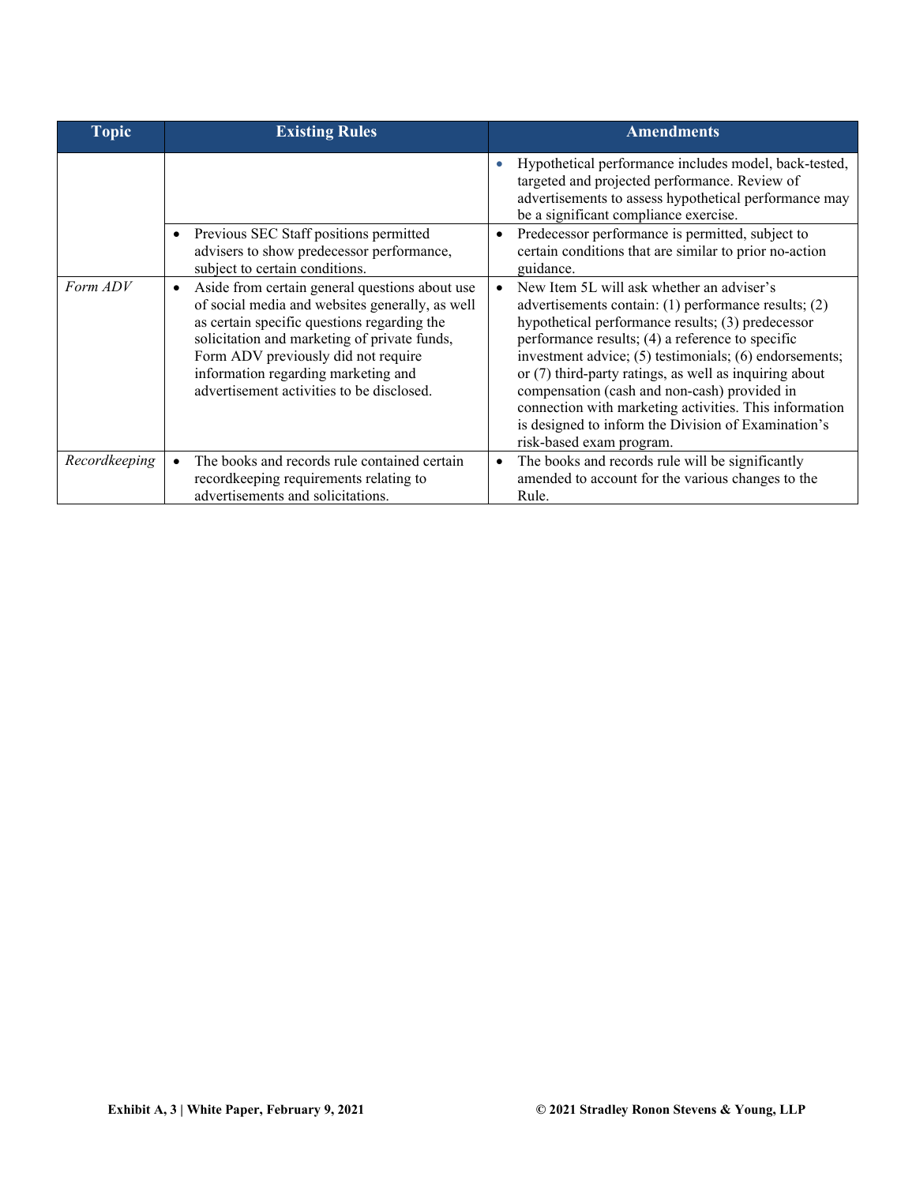| Topic | Existing Rules | Amendments |
| --- | --- | --- |
| | | • Hypothetical performance includes model, back-tested, targeted and projected performance. Review of advertisements to assess hypothetical performance may be a significant compliance exercise. |
| | • Previous SEC Staff positions permitted advisers to show predecessor performance, subject to certain conditions. | • Predecessor performance is permitted, subject to certain conditions that are similar to prior no-action guidance. |
| *Form ADV* | • Aside from certain general questions about use of social media and websites generally, as well as certain specific questions regarding the solicitation and marketing of private funds, Form ADV previously did not require information regarding marketing and advertisement activities to be disclosed. | • New Item 5L will ask whether an adviser's advertisements contain: (1) performance results; (2) hypothetical performance results; (3) predecessor performance results; (4) a reference to specific investment advice; (5) testimonials; (6) endorsements; or (7) third-party ratings, as well as inquiring about compensation (cash and non-cash) provided in connection with marketing activities. This information is designed to inform the Division of Examination's risk-based exam program. |
| *Recordkeeping* | • The books and records rule contained certain recordkeeping requirements relating to advertisements and solicitations. | • The books and records rule will be significantly amended to account for the various changes to the Rule. |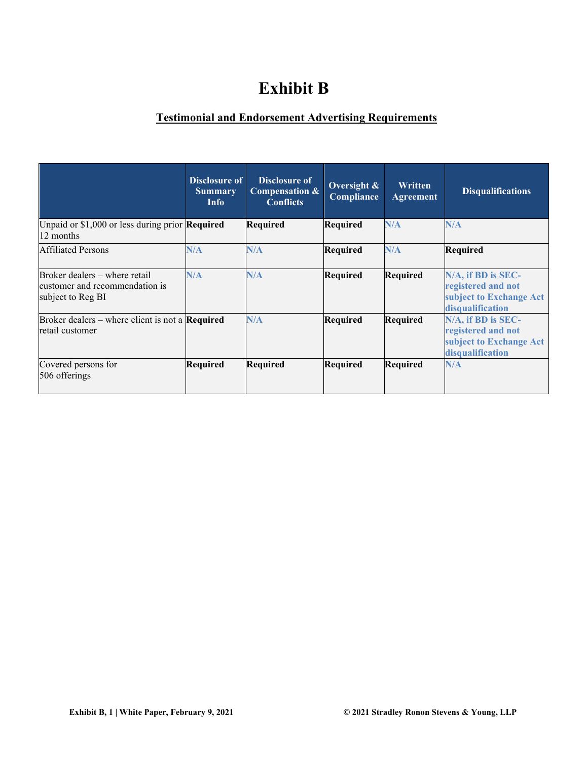# Exhibit B

## Testimonial and Endorsement Advertising Requirements

| | Disclosure of Summary Info | Disclosure of Compensation & Conflicts | Oversight & Compliance | Written Agreement | Disqualifications |
|---|---|---|---|---|---|
| Unpaid or $1,000 or less during prior 12 months | **Required** | **Required** | **Required** | **N/A** | **N/A** |
| Affiliated Persons | **N/A** | **N/A** | **Required** | **N/A** | **Required** |
| Broker dealers – where retail customer and recommendation is subject to Reg BI | **N/A** | **N/A** | **Required** | **Required** | **N/A, if BD is SEC-registered and not subject to Exchange Act disqualification** |
| Broker dealers – where client is not a retail customer | **Required** | **N/A** | **Required** | **Required** | **N/A, if BD is SEC-registered and not subject to Exchange Act disqualification** |
| Covered persons for 506 offerings | **Required** | **Required** | **Required** | **Required** | **N/A** |